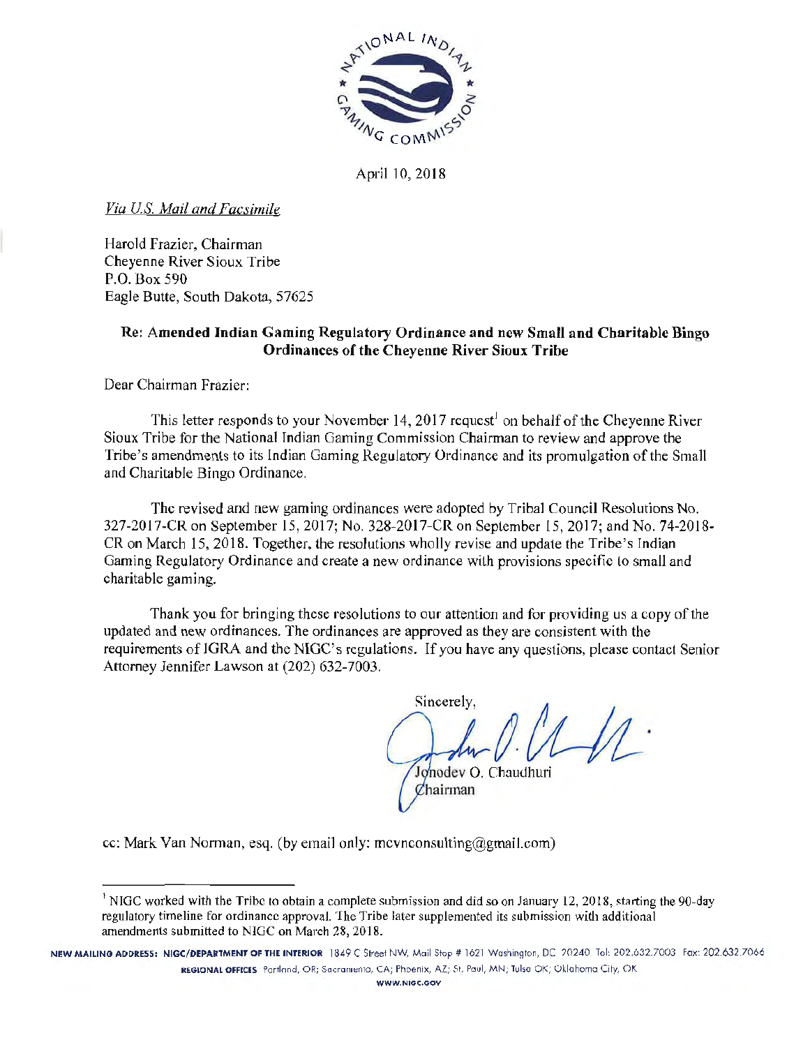April 10, 2018

*Via U.S. Mail and Facsimile*

Harold Frazier, Chairman
Cheyenne River Sioux Tribe
P.O. Box 590
Eagle Butte, South Dakota, 57625

**Re: Amended Indian Gaming Regulatory Ordinance and new Small and Charitable Bingo Ordinances of the Cheyenne River Sioux Tribe**

Dear Chairman Frazier:

This letter responds to your November 14, 2017 request[1] on behalf of the Cheyenne River Sioux Tribe for the National Indian Gaming Commission Chairman to review and approve the Tribe's amendments to its Indian Gaming Regulatory Ordinance and its promulgation of the Small and Charitable Bingo Ordinance.

The revised and new gaming ordinances were adopted by Tribal Council Resolutions No. 327-2017-CR on September 15, 2017; No. 328-2017-CR on September 15, 2017; and No. 74-2018-CR on March 15, 2018. Together, the resolutions wholly revise and update the Tribe's Indian Gaming Regulatory Ordinance and create a new ordinance with provisions specific to small and charitable gaming.

Thank you for bringing these resolutions to our attention and for providing us a copy of the updated and new ordinances. The ordinances are approved as they are consistent with the requirements of IGRA and the NIGC's regulations. If you have any questions, please contact Senior Attorney Jennifer Lawson at (202) 632-7003.

Sincerely,

Jonodev O. Chaudhuri
Chairman

cc: Mark Van Norman, esq. (by email only: mcvnconsulting@gmail.com)

[1] NIGC worked with the Tribe to obtain a complete submission and did so on January 12, 2018, starting the 90-day regulatory timeline for ordinance approval. The Tribe later supplemented its submission with additional amendments submitted to NIGC on March 28, 2018.

NEW MAILING ADDRESS: NIGC/DEPARTMENT OF THE INTERIOR 1849 C Street NW, Mail Stop # 1621 Washington, DC 20240 Tel: 202.632.7003 Fax: 202.632.7066
REGIONAL OFFICES Portland, OR; Sacramento, CA; Phoenix, AZ; St. Paul, MN; Tulsa OK; Oklahoma City, OK
WWW.NIGC.GOV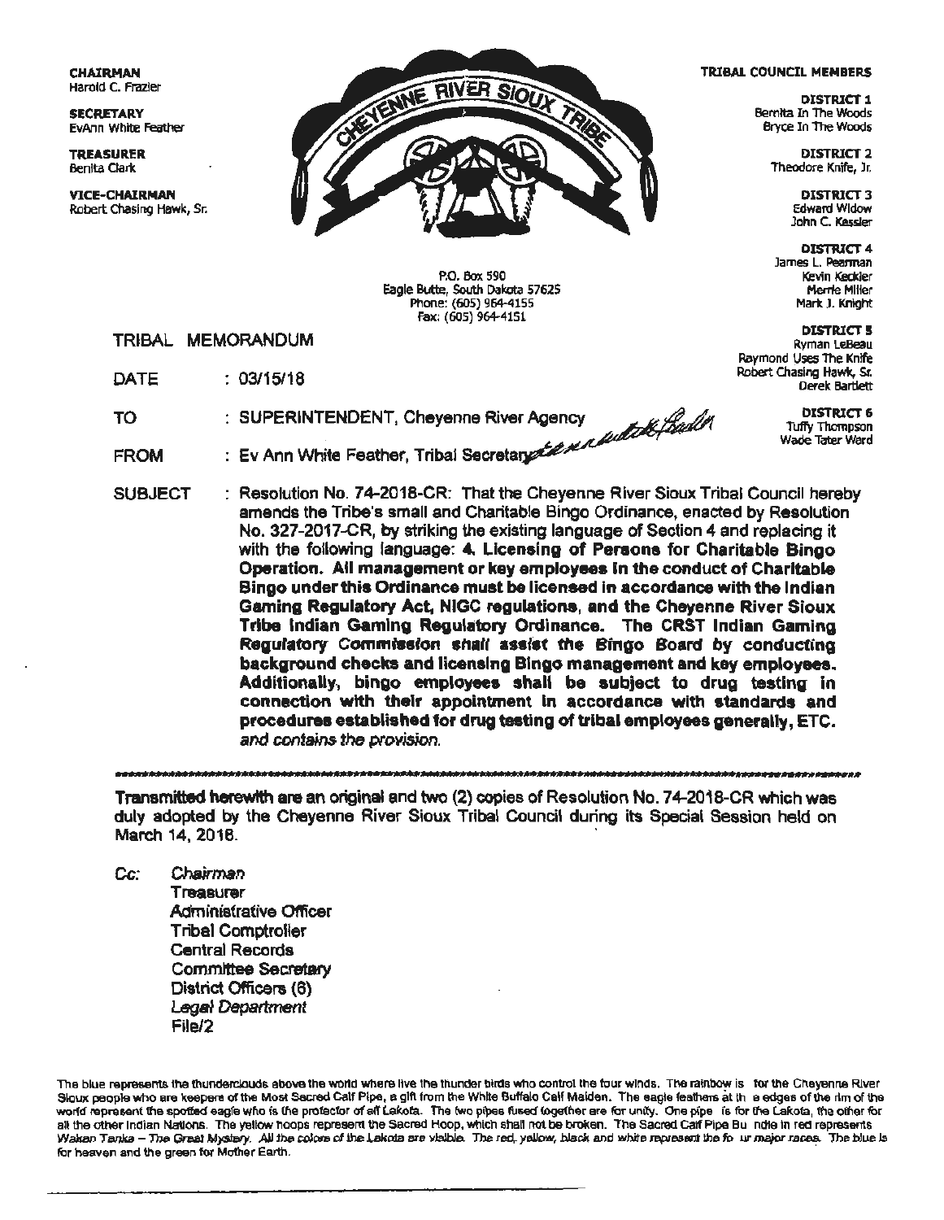**CHAIRMAN**
Harold C. Frazier

**SECRETARY**
EvAnn White Feather

**TREASURER**
Benita Clark

**VICE-CHAIRMAN**
Robert Chasing Hawk, Sr.

CHEYENNE RIVER SIOUX TRIBE

P.O. Box 590
Eagle Butte, South Dakota 57625
Phone: (605) 964-4155
Fax: (605) 964-4151

**TRIBAL COUNCIL MEMBERS**

**DISTRICT 1**
Bernita In The Woods
Bryce In The Woods

**DISTRICT 2**
Theodore Knife, Jr.

**DISTRICT 3**
Edward Widow
John C. Kessler

**DISTRICT 4**
James L. Pearman
Kevin Keckler
Merrie Miller
Mark J. Knight

**DISTRICT 5**
Ryman LeBeau
Raymond Uses The Knife
Robert Chasing Hawk, Sr.
Derek Bartlett

**DISTRICT 6**
Tuffy Thompson
Wade Tater Ward

TRIBAL MEMORANDUM

DATE : 03/15/18

TO : SUPERINTENDENT, Cheyenne River Agency

FROM : Ev Ann White Feather, Tribal Secretary

SUBJECT : Resolution No. 74-2018-CR: That the Cheyenne River Sioux Tribal Council hereby amends the Tribe's small and Charitable Bingo Ordinance, enacted by Resolution No. 327-2017-CR, by striking the existing language of Section 4 and replacing it with the following language: **4. Licensing of Persons for Charitable Bingo Operation. All management or key employees in the conduct of Charitable Bingo under this Ordinance must be licensed in accordance with the Indian Gaming Regulatory Act, NIGC regulations, and the Cheyenne River Sioux Tribe Indian Gaming Regulatory Ordinance. The CRST Indian Gaming Regulatory Commission shall assist the Bingo Board by conducting background checks and licensing Bingo management and key employees. Additionally, bingo employees shall be subject to drug testing in connection with their appointment in accordance with standards and procedures established for drug testing of tribal employees generally, ETC.** *and contains the provision.*

---

**Transmitted herewith** are an original and two (2) copies of Resolution No. 74-2018-CR which was duly adopted by the Cheyenne River Sioux Tribal Council during its Special Session held on March 14, 2018.

Cc: *Chairman*
Treasurer
Administrative Officer
Tribal Comptroller
Central Records
Committee Secretary
District Officers (6)
*Legal Department*
File/2

The blue represents the thunderclouds above the world where live the thunder birds who control the four winds. The rainbow is for the Cheyenne River Sioux people who are keepers of the Most Sacred Calf Pipe, a gift from the White Buffalo Calf Maiden. The eagle feathers at the edges of the rim of the world represent the spotted eagle who is the protector of all Lakota. The two pipes fused together are for unity. One pipe is for the Lakota, the other for all the other Indian Nations. The yellow hoops represent the Sacred Hoop, which shall not be broken. The Sacred Calf Pipe Bundle in red represents *Wakan Tanka – The Great Mystery. All the colors of the Lakota are visible. The red, yellow, black and white represent the four major races.* The blue is for heaven and the green for Mother Earth.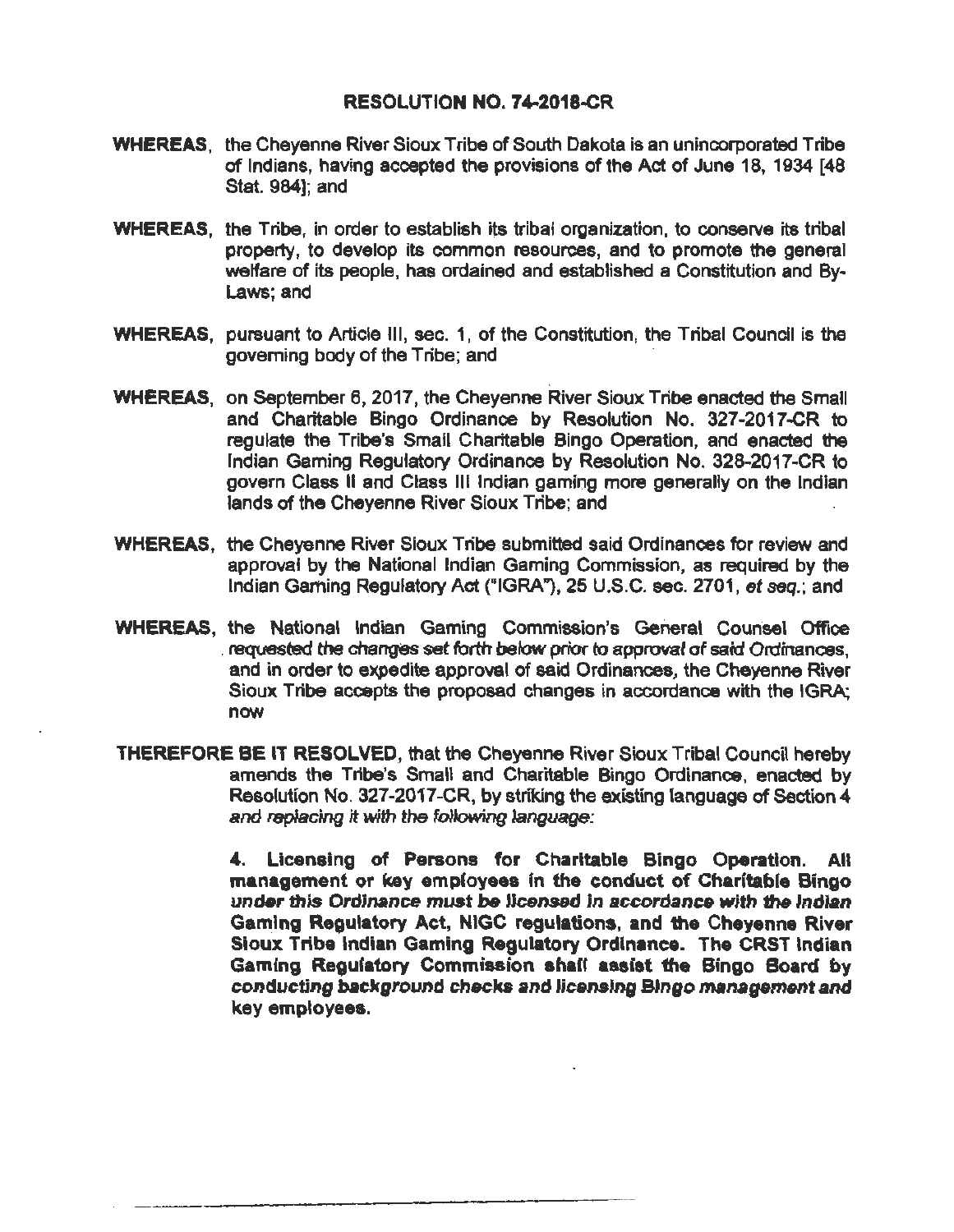# RESOLUTION NO. 74-2018-CR

**WHEREAS**, the Cheyenne River Sioux Tribe of South Dakota is an unincorporated Tribe of Indians, having accepted the provisions of the Act of June 18, 1934 [48 Stat. 984]; and

**WHEREAS**, the Tribe, in order to establish its tribal organization, to conserve its tribal property, to develop its common resources, and to promote the general welfare of its people, has ordained and established a Constitution and By-Laws; and

**WHEREAS**, pursuant to Article III, sec. 1, of the Constitution, the Tribal Council is the governing body of the Tribe; and

**WHEREAS**, on September 6, 2017, the Cheyenne River Sioux Tribe enacted the Small and Charitable Bingo Ordinance by Resolution No. 327-2017-CR to regulate the Tribe's Small Charitable Bingo Operation, and enacted the Indian Gaming Regulatory Ordinance by Resolution No. 328-2017-CR to govern Class II and Class III Indian gaming more generally on the Indian lands of the Cheyenne River Sioux Tribe; and

**WHEREAS**, the Cheyenne River Sioux Tribe submitted said Ordinances for review and approval by the National Indian Gaming Commission, as required by the Indian Gaming Regulatory Act ("IGRA"), 25 U.S.C. sec. 2701, *et seq.*; and

**WHEREAS**, the National Indian Gaming Commission's General Counsel Office requested the changes set forth below prior to approval of said Ordinances, and in order to expedite approval of said Ordinances, the Cheyenne River Sioux Tribe accepts the proposed changes in accordance with the IGRA; now

**THEREFORE BE IT RESOLVED**, that the Cheyenne River Sioux Tribal Council hereby amends the Tribe's Small and Charitable Bingo Ordinance, enacted by Resolution No. 327-2017-CR, by striking the existing language of Section 4 and replacing it with the following language:

> **4. Licensing of Persons for Charitable Bingo Operation. All management or key employees in the conduct of Charitable Bingo under this Ordinance must be licensed in accordance with the Indian Gaming Regulatory Act, NIGC regulations, and the Cheyenne River Sioux Tribe Indian Gaming Regulatory Ordinance. The CRST Indian Gaming Regulatory Commission shall assist the Bingo Board by conducting background checks and licensing Bingo management and key employees.**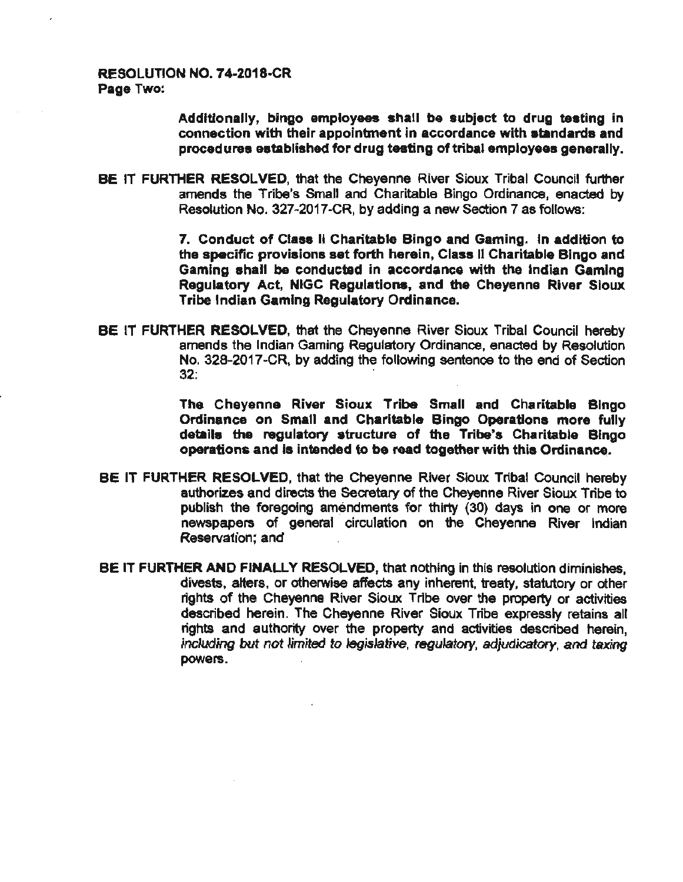**RESOLUTION NO. 74-2018-CR**
**Page Two:**

> **Additionally, bingo employees shall be subject to drug testing in connection with their appointment in accordance with standards and procedures established for drug testing of tribal employees generally.**

**BE IT FURTHER RESOLVED**, that the Cheyenne River Sioux Tribal Council further amends the Tribe's Small and Charitable Bingo Ordinance, enacted by Resolution No. 327-2017-CR, by adding a new Section 7 as follows:

> **7. Conduct of Class II Charitable Bingo and Gaming. In addition to the specific provisions set forth herein, Class II Charitable Bingo and Gaming shall be conducted in accordance with the Indian Gaming Regulatory Act, NIGC Regulations, and the Cheyenne River Sioux Tribe Indian Gaming Regulatory Ordinance.**

**BE IT FURTHER RESOLVED**, that the Cheyenne River Sioux Tribal Council hereby amends the Indian Gaming Regulatory Ordinance, enacted by Resolution No. 328-2017-CR, by adding the following sentence to the end of Section 32:

> **The Cheyenne River Sioux Tribe Small and Charitable Bingo Ordinance on Small and Charitable Bingo Operations more fully details the regulatory structure of the Tribe's Charitable Bingo operations and is intended to be read together with this Ordinance.**

**BE IT FURTHER RESOLVED**, that the Cheyenne River Sioux Tribal Council hereby authorizes and directs the Secretary of the Cheyenne River Sioux Tribe to publish the foregoing amendments for thirty (30) days in one or more newspapers of general circulation on the Cheyenne River Indian Reservation; and

**BE IT FURTHER AND FINALLY RESOLVED**, that nothing in this resolution diminishes, divests, alters, or otherwise affects any inherent, treaty, statutory or other rights of the Cheyenne River Sioux Tribe over the property or activities described herein. The Cheyenne River Sioux Tribe expressly retains all rights and authority over the property and activities described herein, *including but not limited to legislative, regulatory, adjudicatory, and taxing* powers.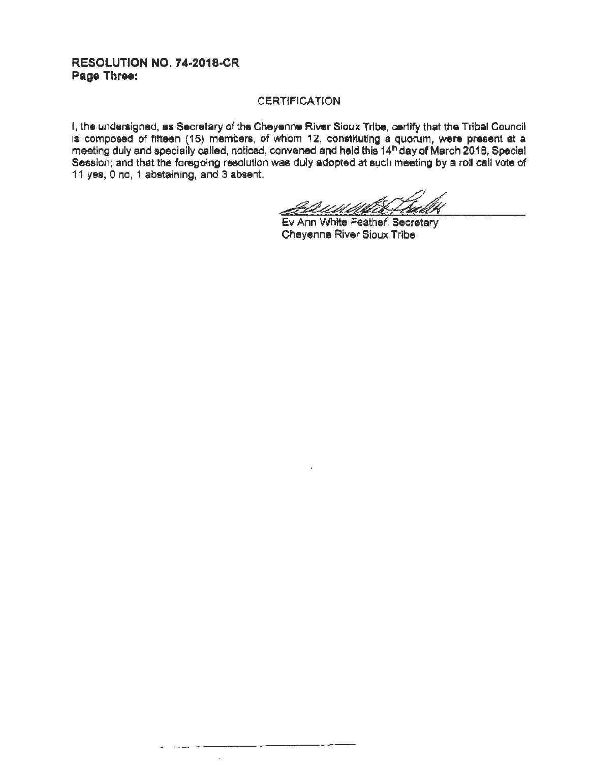**RESOLUTION NO. 74-2018-CR**
**Page Three:**

CERTIFICATION

I, the undersigned, as Secretary of the Cheyenne River Sioux Tribe, certify that the Tribal Council is composed of fifteen (15) members, of whom 12, constituting a quorum, were present at a meeting duly and specially called, noticed, convened and held this 14th day of March 2018, Special Session; and that the foregoing resolution was duly adopted at such meeting by a roll call vote of 11 yes, 0 no, 1 abstaining, and 3 absent.

Ev Ann White Feather, Secretary
Cheyenne River Sioux Tribe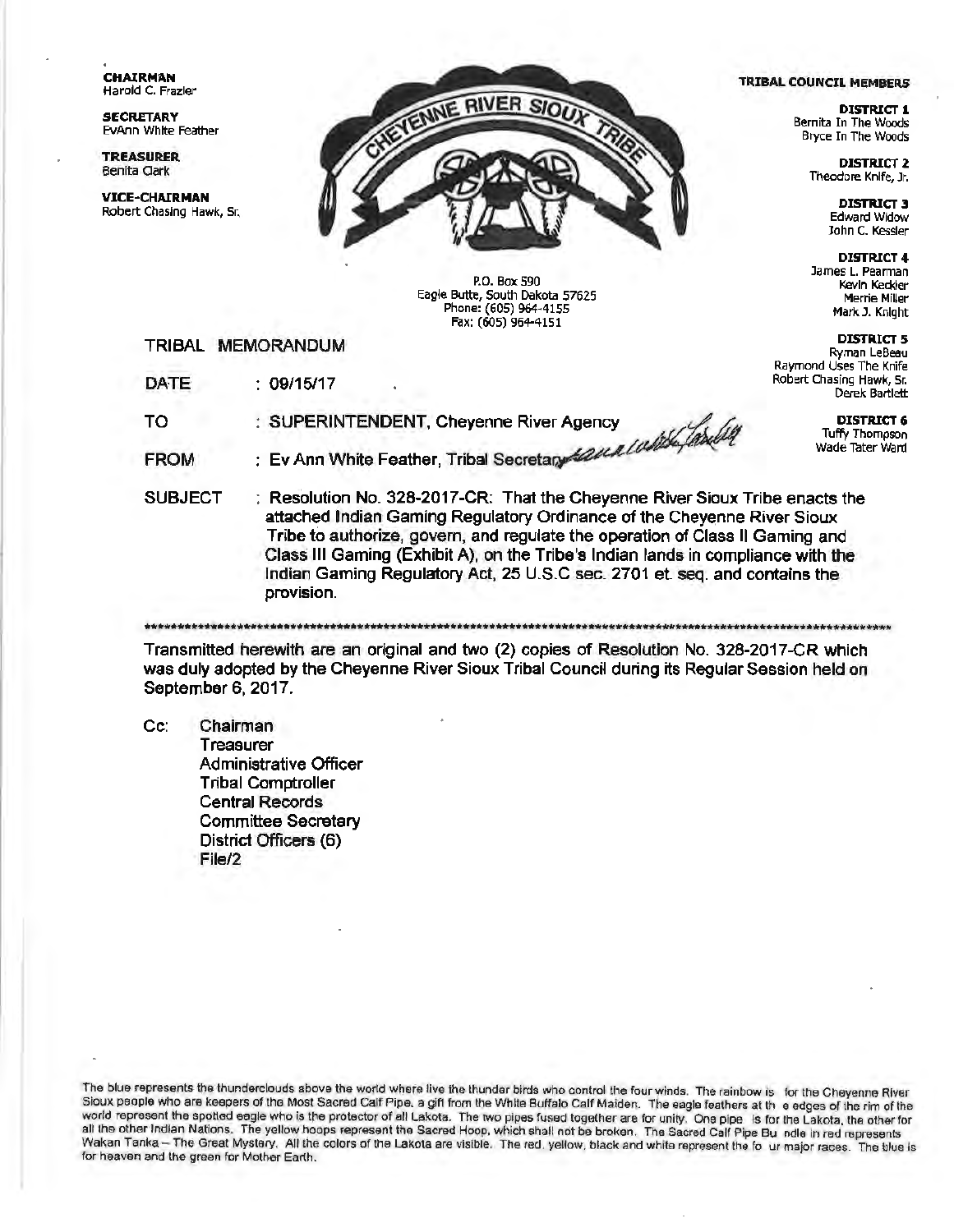**CHAIRMAN**
Harold C. Frazier

**SECRETARY**
EvAnn White Feather

**TREASURER**
Benita Clark

**VICE-CHAIRMAN**
Robert Chasing Hawk, Sr.

CHEYENNE RIVER SIOUX TRIBE

P.O. Box 590
Eagle Butte, South Dakota 57625
Phone: (605) 964-4155
Fax: (605) 964-4151

**TRIBAL COUNCIL MEMBERS**

**DISTRICT 1**
Bernita In The Woods
Bryce In The Woods

**DISTRICT 2**
Theodore Knife, Jr.

**DISTRICT 3**
Edward Widow
John C. Kessler

**DISTRICT 4**
James L. Pearman
Kevin Keckler
Merrie Miller
Mark J. Knight

**DISTRICT 5**
Ryman LeBeau
Raymond Uses The Knife
Robert Chasing Hawk, Sr.
Derek Bartlett

**DISTRICT 6**
Tuffy Thompson
Wade Tater Ward

TRIBAL MEMORANDUM

DATE : 09/15/17

TO : SUPERINTENDENT, Cheyenne River Agency

FROM : Ev Ann White Feather, Tribal Secretary

SUBJECT : Resolution No. 328-2017-CR: That the Cheyenne River Sioux Tribe enacts the attached Indian Gaming Regulatory Ordinance of the Cheyenne River Sioux Tribe to authorize, govern, and regulate the operation of Class II Gaming and Class III Gaming (Exhibit A), on the Tribe's Indian lands in compliance with the Indian Gaming Regulatory Act, 25 U.S.C sec. 2701 et. seq. and contains the provision.

***

Transmitted herewith are an original and two (2) copies of Resolution No. 328-2017-CR which was duly adopted by the Cheyenne River Sioux Tribal Council during its Regular Session held on September 6, 2017.

Cc: Chairman
Treasurer
Administrative Officer
Tribal Comptroller
Central Records
Committee Secretary
District Officers (6)
File/2

The blue represents the thunderclouds above the world where live the thunder birds who control the four winds. The rainbow is for the Cheyenne River Sioux people who are keepers of the Most Sacred Calf Pipe, a gift from the White Buffalo Calf Maiden. The eagle feathers at the edges of the rim of the world represent the spotted eagle who is the protector of all Lakota. The two pipes fused together are for unity. One pipe is for the Lakota, the other for all the other Indian Nations. The yellow hoops represent the Sacred Hoop, which shall not be broken. The Sacred Calf Pipe Bundle in red represents Wakan Tanka – The Great Mystery. All the colors of the Lakota are visible. The red, yellow, black and white represent the four major races. The blue is for heaven and the green for Mother Earth.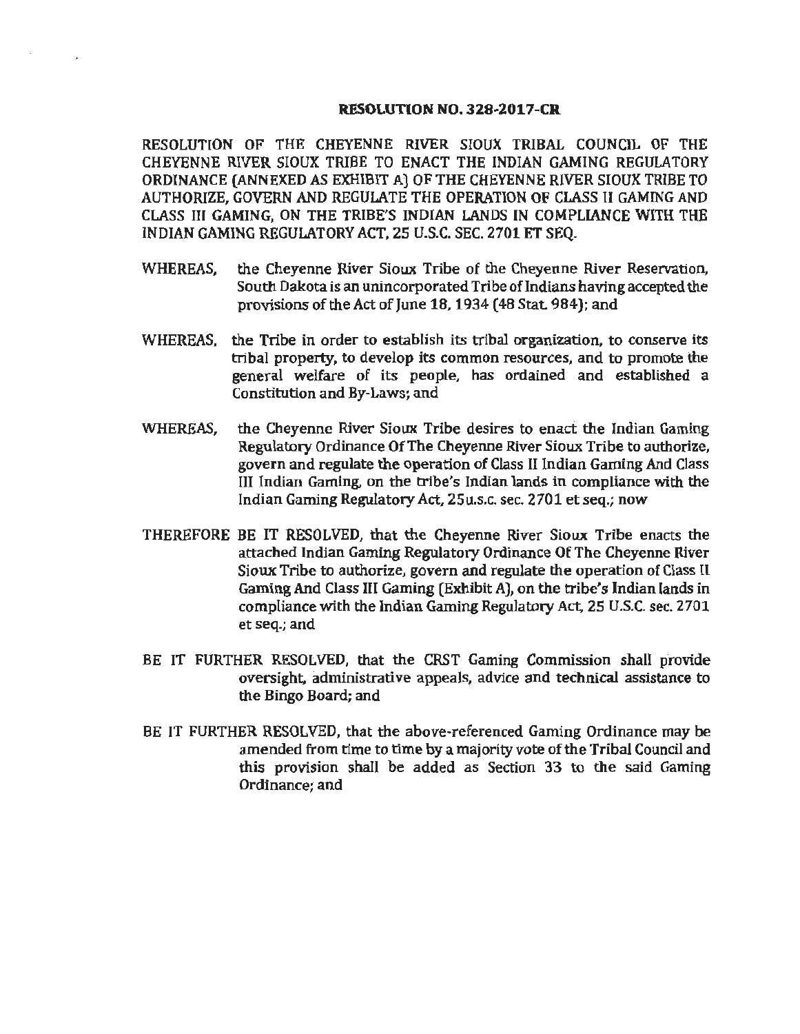**RESOLUTION NO. 328-2017-CR**

RESOLUTION OF THE CHEYENNE RIVER SIOUX TRIBAL COUNCIL OF THE CHEYENNE RIVER SIOUX TRIBE TO ENACT THE INDIAN GAMING REGULATORY ORDINANCE (ANNEXED AS EXHIBIT A) OF THE CHEYENNE RIVER SIOUX TRIBE TO AUTHORIZE, GOVERN AND REGULATE THE OPERATION OF CLASS II GAMING AND CLASS III GAMING, ON THE TRIBE'S INDIAN LANDS IN COMPLIANCE WITH THE INDIAN GAMING REGULATORY ACT, 25 U.S.C. SEC. 2701 ET SEQ.

WHEREAS, the Cheyenne River Sioux Tribe of the Cheyenne River Reservation, South Dakota is an unincorporated Tribe of Indians having accepted the provisions of the Act of June 18, 1934 (48 Stat. 984); and

WHEREAS, the Tribe in order to establish its tribal organization, to conserve its tribal property, to develop its common resources, and to promote the general welfare of its people, has ordained and established a Constitution and By-Laws; and

WHEREAS, the Cheyenne River Sioux Tribe desires to enact the Indian Gaming Regulatory Ordinance Of The Cheyenne River Sioux Tribe to authorize, govern and regulate the operation of Class II Indian Gaming And Class III Indian Gaming, on the tribe's Indian lands in compliance with the Indian Gaming Regulatory Act, 25u.s.c. sec. 2701 et seq.; now

THEREFORE BE IT RESOLVED, that the Cheyenne River Sioux Tribe enacts the attached Indian Gaming Regulatory Ordinance Of The Cheyenne River Sioux Tribe to authorize, govern and regulate the operation of Class II Gaming And Class III Gaming (Exhibit A), on the tribe's Indian lands in compliance with the Indian Gaming Regulatory Act, 25 U.S.C. sec. 2701 et seq.; and

BE IT FURTHER RESOLVED, that the CRST Gaming Commission shall provide oversight, administrative appeals, advice and technical assistance to the Bingo Board; and

BE IT FURTHER RESOLVED, that the above-referenced Gaming Ordinance may be amended from time to time by a majority vote of the Tribal Council and this provision shall be added as Section 33 to the said Gaming Ordinance; and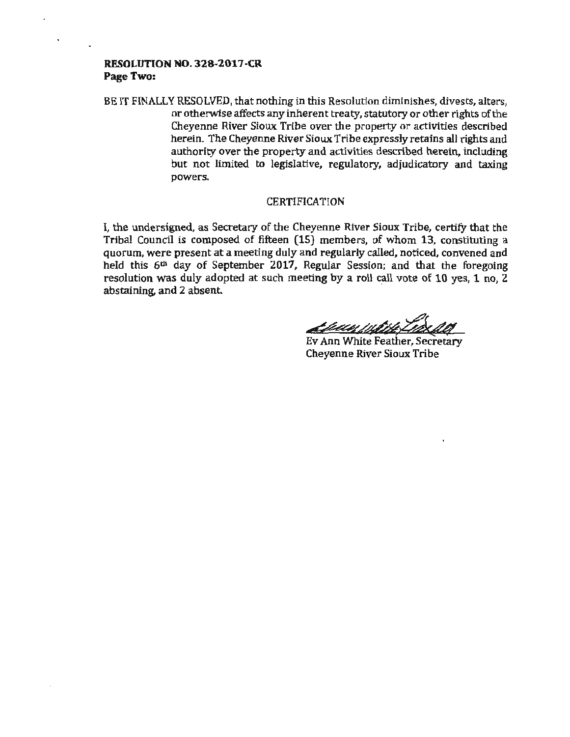**RESOLUTION NO. 328-2017-CR**
**Page Two:**

BE IT FINALLY RESOLVED, that nothing in this Resolution diminishes, divests, alters, or otherwise affects any inherent treaty, statutory or other rights of the Cheyenne River Sioux Tribe over the property or activities described herein. The Cheyenne River Sioux Tribe expressly retains all rights and authority over the property and activities described herein, including but not limited to legislative, regulatory, adjudicatory and taxing powers.

CERTIFICATION

I, the undersigned, as Secretary of the Cheyenne River Sioux Tribe, certify that the Tribal Council is composed of fifteen (15) members, of whom 13, constituting a quorum, were present at a meeting duly and regularly called, noticed, convened and held this 6th day of September 2017, Regular Session; and that the foregoing resolution was duly adopted at such meeting by a roll call vote of 10 yes, 1 no, 2 abstaining, and 2 absent.

Ev Ann White Feather, Secretary
Cheyenne River Sioux Tribe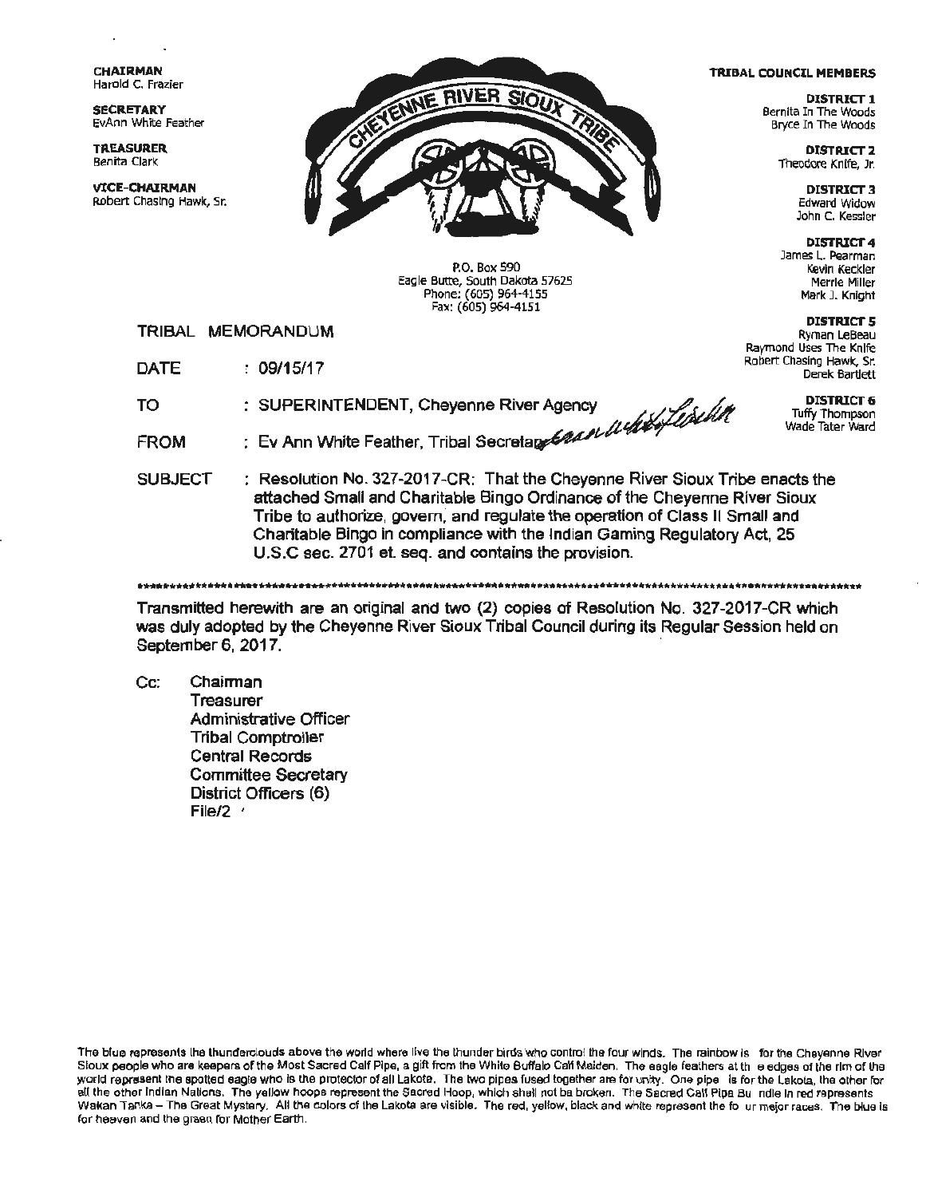**CHAIRMAN**
Harold C. Frazier

**SECRETARY**
EvAnn White Feather

**TREASURER**
Benita Clark

**VICE-CHAIRMAN**
Robert Chasing Hawk, Sr.

CHEYENNE RIVER SIOUX TRIBE

P.O. Box 590
Eagle Butte, South Dakota 57625
Phone: (605) 964-4155
Fax: (605) 964-4151

**TRIBAL COUNCIL MEMBERS**

**DISTRICT 1**
Bernita In The Woods
Bryce In The Woods

**DISTRICT 2**
Theodore Knife, Jr.

**DISTRICT 3**
Edward Widow
John C. Kessler

**DISTRICT 4**
James L. Pearman
Kevin Keckler
Merrie Miller
Mark J. Knight

**DISTRICT 5**
Ryman LeBeau
Raymond Uses The Knife
Robert Chasing Hawk, Sr.
Derek Bartlett

**DISTRICT 6**
Tuffy Thompson
Wade Tater Ward

TRIBAL MEMORANDUM

DATE : 09/15/17

TO : SUPERINTENDENT, Cheyenne River Agency

FROM : Ev Ann White Feather, Tribal Secretary

SUBJECT : Resolution No. 327-2017-CR: That the Cheyenne River Sioux Tribe enacts the attached Small and Charitable Bingo Ordinance of the Cheyenne River Sioux Tribe to authorize, govern, and regulate the operation of Class II Small and Charitable Bingo in compliance with the Indian Gaming Regulatory Act, 25 U.S.C sec. 2701 et. seq. and contains the provision.

---

Transmitted herewith are an original and two (2) copies of Resolution No. 327-2017-CR which was duly adopted by the Cheyenne River Sioux Tribal Council during its Regular Session held on September 6, 2017.

Cc: Chairman
Treasurer
Administrative Officer
Tribal Comptroller
Central Records
Committee Secretary
District Officers (6)
File/2

The blue represents the thunderclouds above the world where live the thunder birds who control the four winds. The rainbow is for the Cheyenne River Sioux people who are keepers of the Most Sacred Calf Pipe, a gift from the White Buffalo Calf Maiden. The eagle feathers at the edges of the rim of the world represent the spotted eagle who is the protector of all Lakota. The two pipes fused together are for unity. One pipe is for the Lakota, the other for all the other Indian Nations. The yellow hoops represent the Sacred Hoop, which shall not be broken. The Sacred Calf Pipe Bundle in red represents Wakan Tanka – The Great Mystery. All the colors of the Lakota are visible. The red, yellow, black and white represent the four major races. The blue is for heaven and the green for Mother Earth.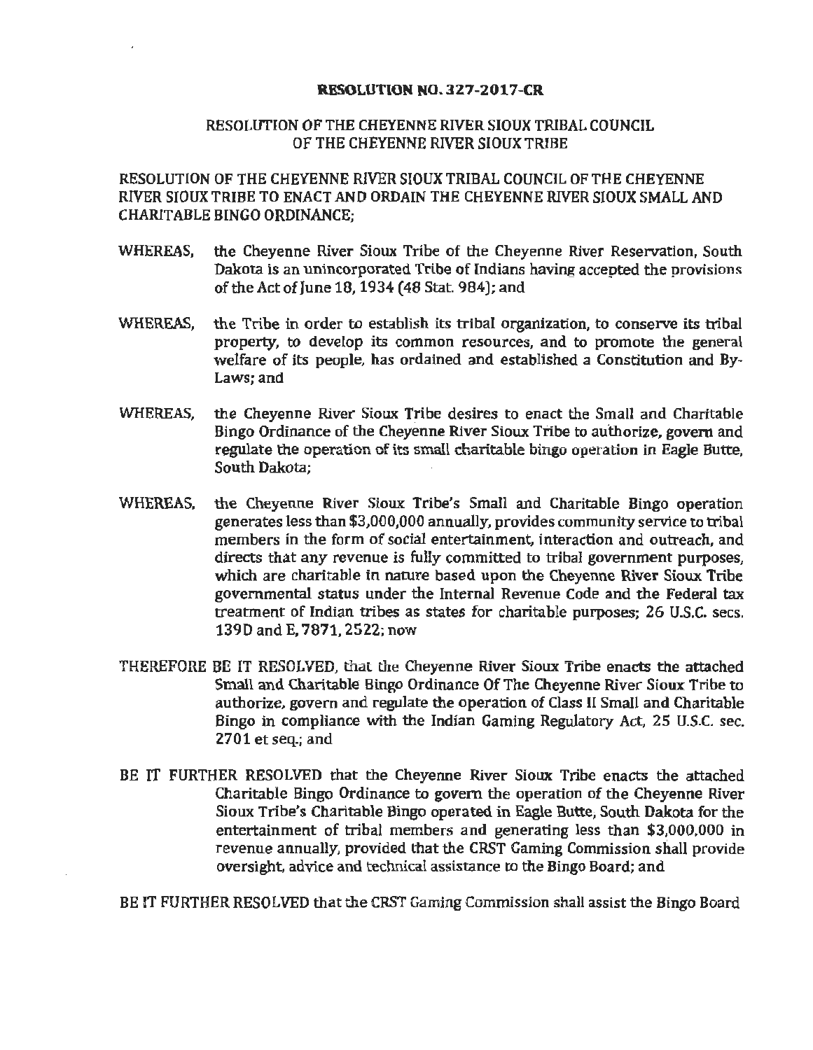**RESOLUTION NO. 327-2017-CR**

RESOLUTION OF THE CHEYENNE RIVER SIOUX TRIBAL COUNCIL OF THE CHEYENNE RIVER SIOUX TRIBE

RESOLUTION OF THE CHEYENNE RIVER SIOUX TRIBAL COUNCIL OF THE CHEYENNE RIVER SIOUX TRIBE TO ENACT AND ORDAIN THE CHEYENNE RIVER SIOUX SMALL AND CHARITABLE BINGO ORDINANCE;

WHEREAS, the Cheyenne River Sioux Tribe of the Cheyenne River Reservation, South Dakota is an unincorporated Tribe of Indians having accepted the provisions of the Act of June 18, 1934 (48 Stat. 984); and

WHEREAS, the Tribe in order to establish its tribal organization, to conserve its tribal property, to develop its common resources, and to promote the general welfare of its people, has ordained and established a Constitution and By-Laws; and

WHEREAS, the Cheyenne River Sioux Tribe desires to enact the Small and Charitable Bingo Ordinance of the Cheyenne River Sioux Tribe to authorize, govern and regulate the operation of its small charitable bingo operation in Eagle Butte, South Dakota;

WHEREAS, the Cheyenne River Sioux Tribe's Small and Charitable Bingo operation generates less than $3,000,000 annually, provides community service to tribal members in the form of social entertainment, interaction and outreach, and directs that any revenue is fully committed to tribal government purposes, which are charitable in nature based upon the Cheyenne River Sioux Tribe governmental status under the Internal Revenue Code and the Federal tax treatment of Indian tribes as states for charitable purposes; 26 U.S.C. secs. 139D and E, 7871, 2522; now

THEREFORE BE IT RESOLVED, that the Cheyenne River Sioux Tribe enacts the attached Small and Charitable Bingo Ordinance Of The Cheyenne River Sioux Tribe to authorize, govern and regulate the operation of Class II Small and Charitable Bingo in compliance with the Indian Gaming Regulatory Act, 25 U.S.C. sec. 2701 et seq.; and

BE IT FURTHER RESOLVED that the Cheyenne River Sioux Tribe enacts the attached Charitable Bingo Ordinance to govern the operation of the Cheyenne River Sioux Tribe's Charitable Bingo operated in Eagle Butte, South Dakota for the entertainment of tribal members and generating less than $3,000,000 in revenue annually, provided that the CRST Gaming Commission shall provide oversight, advice and technical assistance to the Bingo Board; and

BE IT FURTHER RESOLVED that the CRST Gaming Commission shall assist the Bingo Board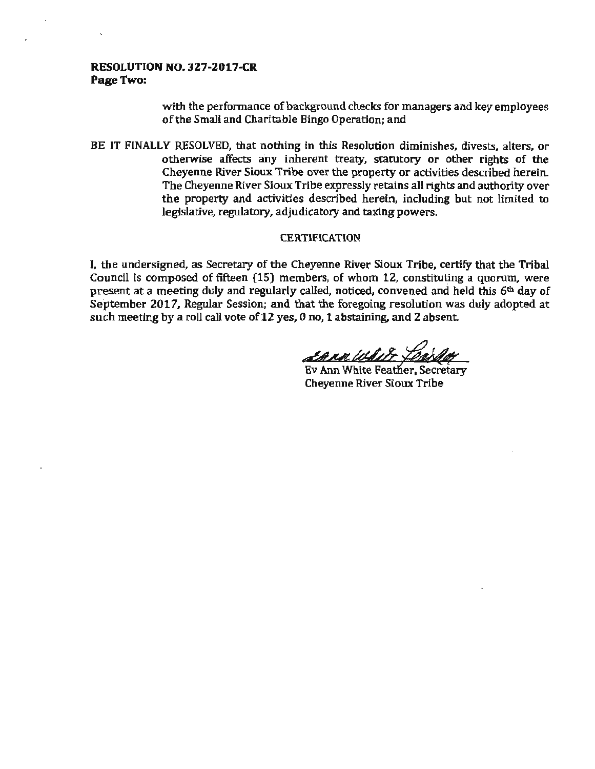**RESOLUTION NO. 327-2017-CR**
**Page Two:**

with the performance of background checks for managers and key employees of the Small and Charitable Bingo Operation; and

BE IT FINALLY RESOLVED, that nothing in this Resolution diminishes, divests, alters, or otherwise affects any inherent treaty, statutory or other rights of the Cheyenne River Sioux Tribe over the property or activities described herein. The Cheyenne River Sioux Tribe expressly retains all rights and authority over the property and activities described herein, including but not limited to legislative, regulatory, adjudicatory and taxing powers.

CERTIFICATION

I, the undersigned, as Secretary of the Cheyenne River Sioux Tribe, certify that the Tribal Council is composed of fifteen (15) members, of whom 12, constituting a quorum, were present at a meeting duly and regularly called, noticed, convened and held this 6th day of September 2017, Regular Session; and that the foregoing resolution was duly adopted at such meeting by a roll call vote of 12 yes, 0 no, 1 abstaining, and 2 absent.

Ev Ann White Feather, Secretary
Cheyenne River Sioux Tribe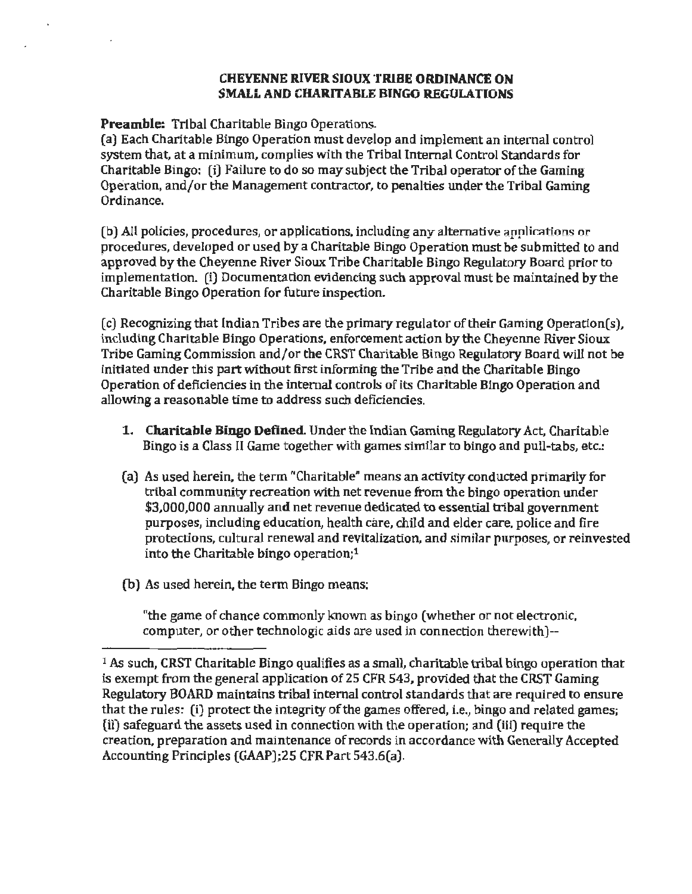# CHEYENNE RIVER SIOUX TRIBE ORDINANCE ON SMALL AND CHARITABLE BINGO REGULATIONS

**Preamble:** Tribal Charitable Bingo Operations.

(a) Each Charitable Bingo Operation must develop and implement an internal control system that, at a minimum, complies with the Tribal Internal Control Standards for Charitable Bingo: (i) Failure to do so may subject the Tribal operator of the Gaming Operation, and/or the Management contractor, to penalties under the Tribal Gaming Ordinance.

(b) All policies, procedures, or applications, including any alternative applications or procedures, developed or used by a Charitable Bingo Operation must be submitted to and approved by the Cheyenne River Sioux Tribe Charitable Bingo Regulatory Board prior to implementation. (i) Documentation evidencing such approval must be maintained by the Charitable Bingo Operation for future inspection.

(c) Recognizing that Indian Tribes are the primary regulator of their Gaming Operation(s), including Charitable Bingo Operations, enforcement action by the Cheyenne River Sioux Tribe Gaming Commission and/or the CRST Charitable Bingo Regulatory Board will not be initiated under this part without first informing the Tribe and the Charitable Bingo Operation of deficiencies in the internal controls of its Charitable Bingo Operation and allowing a reasonable time to address such deficiencies.

1. **Charitable Bingo Defined.** Under the Indian Gaming Regulatory Act, Charitable Bingo is a Class II Game together with games similar to bingo and pull-tabs, etc.:

(a) As used herein, the term "Charitable" means an activity conducted primarily for tribal community recreation with net revenue from the bingo operation under $3,000,000 annually and net revenue dedicated to essential tribal government purposes, including education, health care, child and elder care, police and fire protections, cultural renewal and revitalization, and similar purposes, or reinvested into the Charitable bingo operation;[1]

(b) As used herein, the term Bingo means:

"the game of chance commonly known as bingo (whether or not electronic, computer, or other technologic aids are used in connection therewith)--

---

[1] As such, CRST Charitable Bingo qualifies as a small, charitable tribal bingo operation that is exempt from the general application of 25 CFR 543, provided that the CRST Gaming Regulatory BOARD maintains tribal internal control standards that are required to ensure that the rules: (i) protect the integrity of the games offered, i.e., bingo and related games; (ii) safeguard the assets used in connection with the operation; and (iii) require the creation, preparation and maintenance of records in accordance with Generally Accepted Accounting Principles (GAAP);25 CFR Part 543.6(a).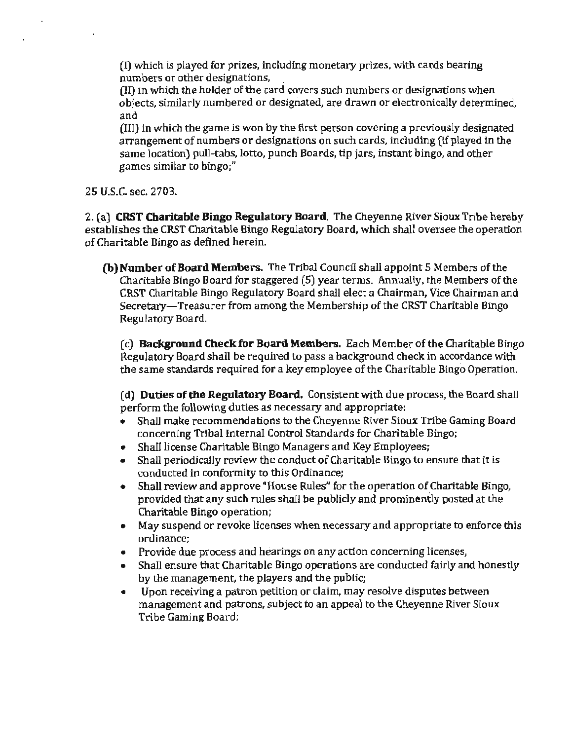(I) which is played for prizes, including monetary prizes, with cards bearing numbers or other designations,
(II) in which the holder of the card covers such numbers or designations when objects, similarly numbered or designated, are drawn or electronically determined, and
(III) in which the game is won by the first person covering a previously designated arrangement of numbers or designations on such cards, including (if played in the same location) pull-tabs, lotto, punch Boards, tip jars, instant bingo, and other games similar to bingo;"

25 U.S.C. sec. 2703.

2. (a) **CRST Charitable Bingo Regulatory Board.** The Cheyenne River Sioux Tribe hereby establishes the CRST Charitable Bingo Regulatory Board, which shall oversee the operation of Charitable Bingo as defined herein.

**(b) Number of Board Members.** The Tribal Council shall appoint 5 Members of the Charitable Bingo Board for staggered (5) year terms. Annually, the Members of the CRST Charitable Bingo Regulatory Board shall elect a Chairman, Vice Chairman and Secretary—Treasurer from among the Membership of the CRST Charitable Bingo Regulatory Board.

(c) **Background Check for Board Members.** Each Member of the Charitable Bingo Regulatory Board shall be required to pass a background check in accordance with the same standards required for a key employee of the Charitable Bingo Operation.

(d) **Duties of the Regulatory Board.** Consistent with due process, the Board shall perform the following duties as necessary and appropriate:

- Shall make recommendations to the Cheyenne River Sioux Tribe Gaming Board concerning Tribal Internal Control Standards for Charitable Bingo;
- Shall license Charitable Bingo Managers and Key Employees;
- Shall periodically review the conduct of Charitable Bingo to ensure that it is conducted in conformity to this Ordinance;
- Shall review and approve "House Rules" for the operation of Charitable Bingo, provided that any such rules shall be publicly and prominently posted at the Charitable Bingo operation;
- May suspend or revoke licenses when necessary and appropriate to enforce this ordinance;
- Provide due process and hearings on any action concerning licenses,
- Shall ensure that Charitable Bingo operations are conducted fairly and honestly by the management, the players and the public;
- Upon receiving a patron petition or claim, may resolve disputes between management and patrons, subject to an appeal to the Cheyenne River Sioux Tribe Gaming Board;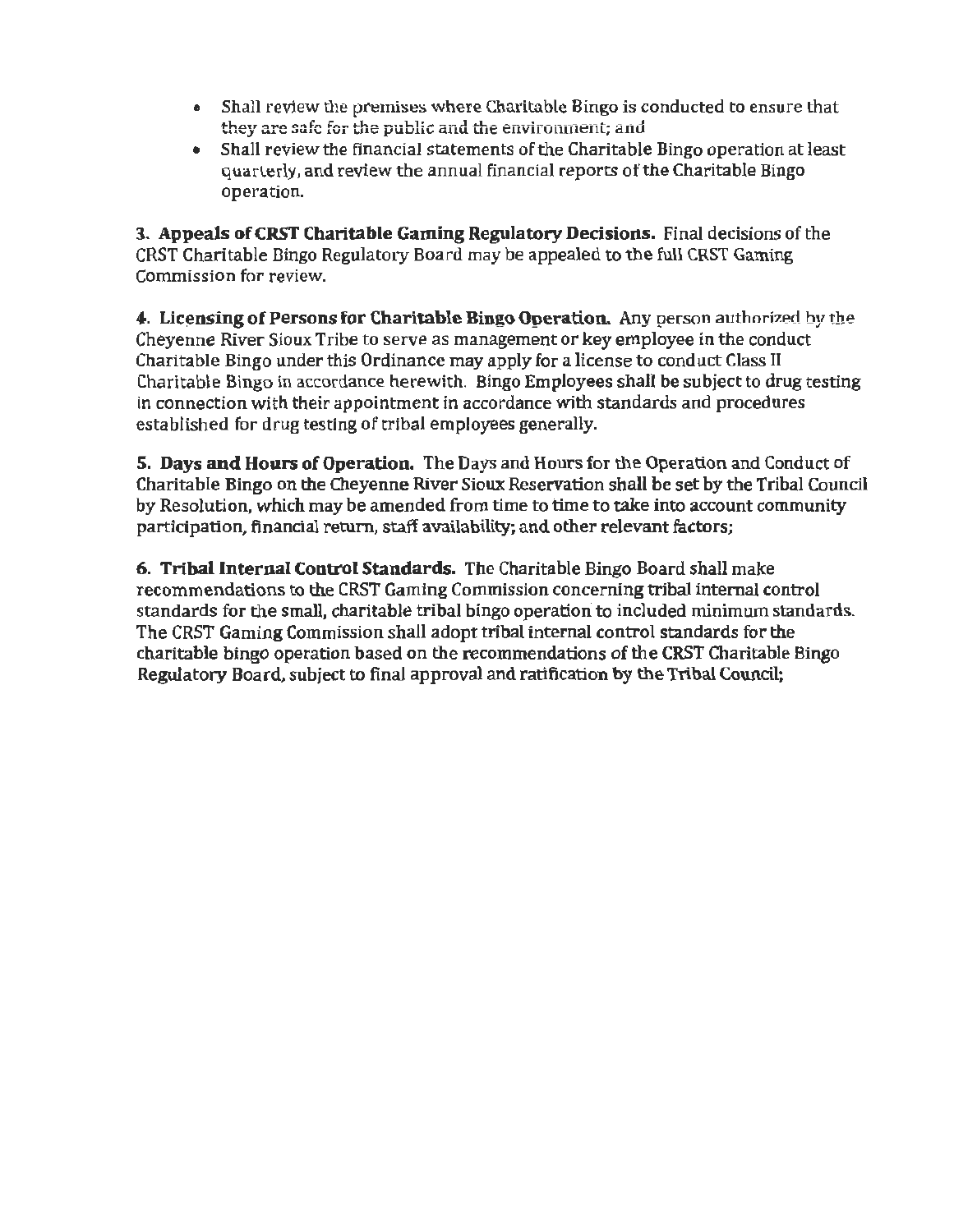- Shall review the premises where Charitable Bingo is conducted to ensure that they are safe for the public and the environment; and
- Shall review the financial statements of the Charitable Bingo operation at least quarterly, and review the annual financial reports of the Charitable Bingo operation.

**3. Appeals of CRST Charitable Gaming Regulatory Decisions.** Final decisions of the CRST Charitable Bingo Regulatory Board may be appealed to the full CRST Gaming Commission for review.

**4. Licensing of Persons for Charitable Bingo Operation.** Any person authorized by the Cheyenne River Sioux Tribe to serve as management or key employee in the conduct Charitable Bingo under this Ordinance may apply for a license to conduct Class II Charitable Bingo in accordance herewith. Bingo Employees shall be subject to drug testing in connection with their appointment in accordance with standards and procedures established for drug testing of tribal employees generally.

**5. Days and Hours of Operation.** The Days and Hours for the Operation and Conduct of Charitable Bingo on the Cheyenne River Sioux Reservation shall be set by the Tribal Council by Resolution, which may be amended from time to time to take into account community participation, financial return, staff availability; and other relevant factors;

**6. Tribal Internal Control Standards.** The Charitable Bingo Board shall make recommendations to the CRST Gaming Commission concerning tribal internal control standards for the small, charitable tribal bingo operation to included minimum standards. The CRST Gaming Commission shall adopt tribal internal control standards for the charitable bingo operation based on the recommendations of the CRST Charitable Bingo Regulatory Board, subject to final approval and ratification by the Tribal Council;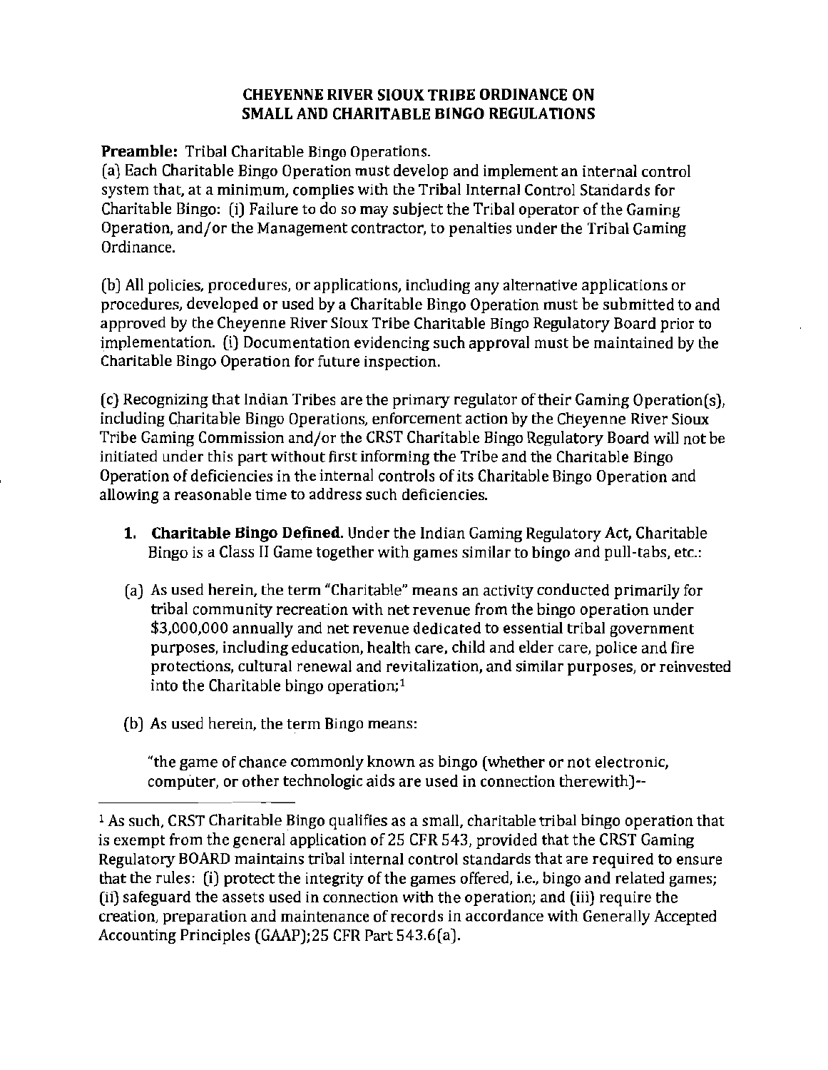# CHEYENNE RIVER SIOUX TRIBE ORDINANCE ON SMALL AND CHARITABLE BINGO REGULATIONS

**Preamble:** Tribal Charitable Bingo Operations.

(a) Each Charitable Bingo Operation must develop and implement an internal control system that, at a minimum, complies with the Tribal Internal Control Standards for Charitable Bingo: (i) Failure to do so may subject the Tribal operator of the Gaming Operation, and/or the Management contractor, to penalties under the Tribal Gaming Ordinance.

(b) All policies, procedures, or applications, including any alternative applications or procedures, developed or used by a Charitable Bingo Operation must be submitted to and approved by the Cheyenne River Sioux Tribe Charitable Bingo Regulatory Board prior to implementation. (i) Documentation evidencing such approval must be maintained by the Charitable Bingo Operation for future inspection.

(c) Recognizing that Indian Tribes are the primary regulator of their Gaming Operation(s), including Charitable Bingo Operations, enforcement action by the Cheyenne River Sioux Tribe Gaming Commission and/or the CRST Charitable Bingo Regulatory Board will not be initiated under this part without first informing the Tribe and the Charitable Bingo Operation of deficiencies in the internal controls of its Charitable Bingo Operation and allowing a reasonable time to address such deficiencies.

1. **Charitable Bingo Defined.** Under the Indian Gaming Regulatory Act, Charitable Bingo is a Class II Game together with games similar to bingo and pull-tabs, etc.:

(a) As used herein, the term "Charitable" means an activity conducted primarily for tribal community recreation with net revenue from the bingo operation under $3,000,000 annually and net revenue dedicated to essential tribal government purposes, including education, health care, child and elder care, police and fire protections, cultural renewal and revitalization, and similar purposes, or reinvested into the Charitable bingo operation;[1]

(b) As used herein, the term Bingo means:

"the game of chance commonly known as bingo (whether or not electronic, computer, or other technologic aids are used in connection therewith)--

---

[1] As such, CRST Charitable Bingo qualifies as a small, charitable tribal bingo operation that is exempt from the general application of 25 CFR 543, provided that the CRST Gaming Regulatory BOARD maintains tribal internal control standards that are required to ensure that the rules: (i) protect the integrity of the games offered, i.e., bingo and related games; (ii) safeguard the assets used in connection with the operation; and (iii) require the creation, preparation and maintenance of records in accordance with Generally Accepted Accounting Principles (GAAP);25 CFR Part 543.6(a).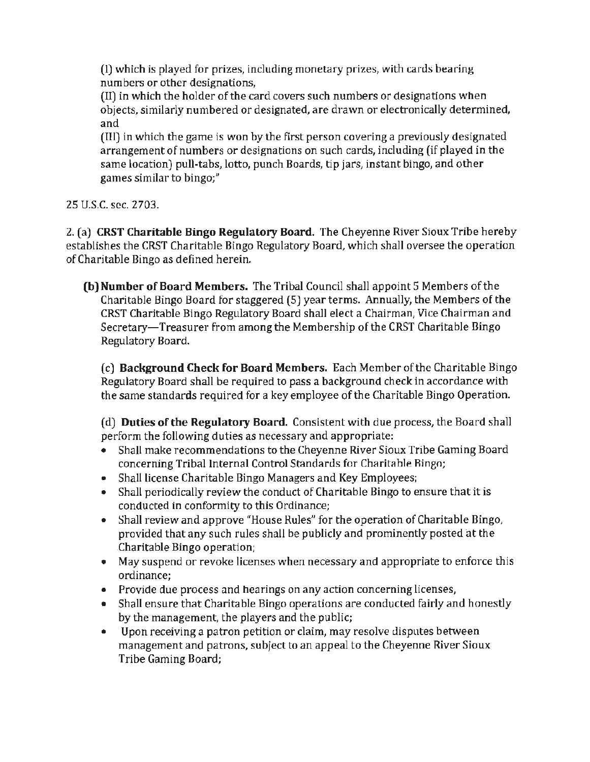(I) which is played for prizes, including monetary prizes, with cards bearing numbers or other designations,
(II) in which the holder of the card covers such numbers or designations when objects, similarly numbered or designated, are drawn or electronically determined, and
(III) in which the game is won by the first person covering a previously designated arrangement of numbers or designations on such cards, including (if played in the same location) pull-tabs, lotto, punch Boards, tip jars, instant bingo, and other games similar to bingo;"

25 U.S.C. sec. 2703.

2. (a) **CRST Charitable Bingo Regulatory Board.** The Cheyenne River Sioux Tribe hereby establishes the CRST Charitable Bingo Regulatory Board, which shall oversee the operation of Charitable Bingo as defined herein.

**(b) Number of Board Members.** The Tribal Council shall appoint 5 Members of the Charitable Bingo Board for staggered (5) year terms. Annually, the Members of the CRST Charitable Bingo Regulatory Board shall elect a Chairman, Vice Chairman and Secretary—Treasurer from among the Membership of the CRST Charitable Bingo Regulatory Board.

(c) **Background Check for Board Members.** Each Member of the Charitable Bingo Regulatory Board shall be required to pass a background check in accordance with the same standards required for a key employee of the Charitable Bingo Operation.

(d) **Duties of the Regulatory Board.** Consistent with due process, the Board shall perform the following duties as necessary and appropriate:

- Shall make recommendations to the Cheyenne River Sioux Tribe Gaming Board concerning Tribal Internal Control Standards for Charitable Bingo;
- Shall license Charitable Bingo Managers and Key Employees;
- Shall periodically review the conduct of Charitable Bingo to ensure that it is conducted in conformity to this Ordinance;
- Shall review and approve "House Rules" for the operation of Charitable Bingo, provided that any such rules shall be publicly and prominently posted at the Charitable Bingo operation;
- May suspend or revoke licenses when necessary and appropriate to enforce this ordinance;
- Provide due process and hearings on any action concerning licenses,
- Shall ensure that Charitable Bingo operations are conducted fairly and honestly by the management, the players and the public;
- Upon receiving a patron petition or claim, may resolve disputes between management and patrons, subject to an appeal to the Cheyenne River Sioux Tribe Gaming Board;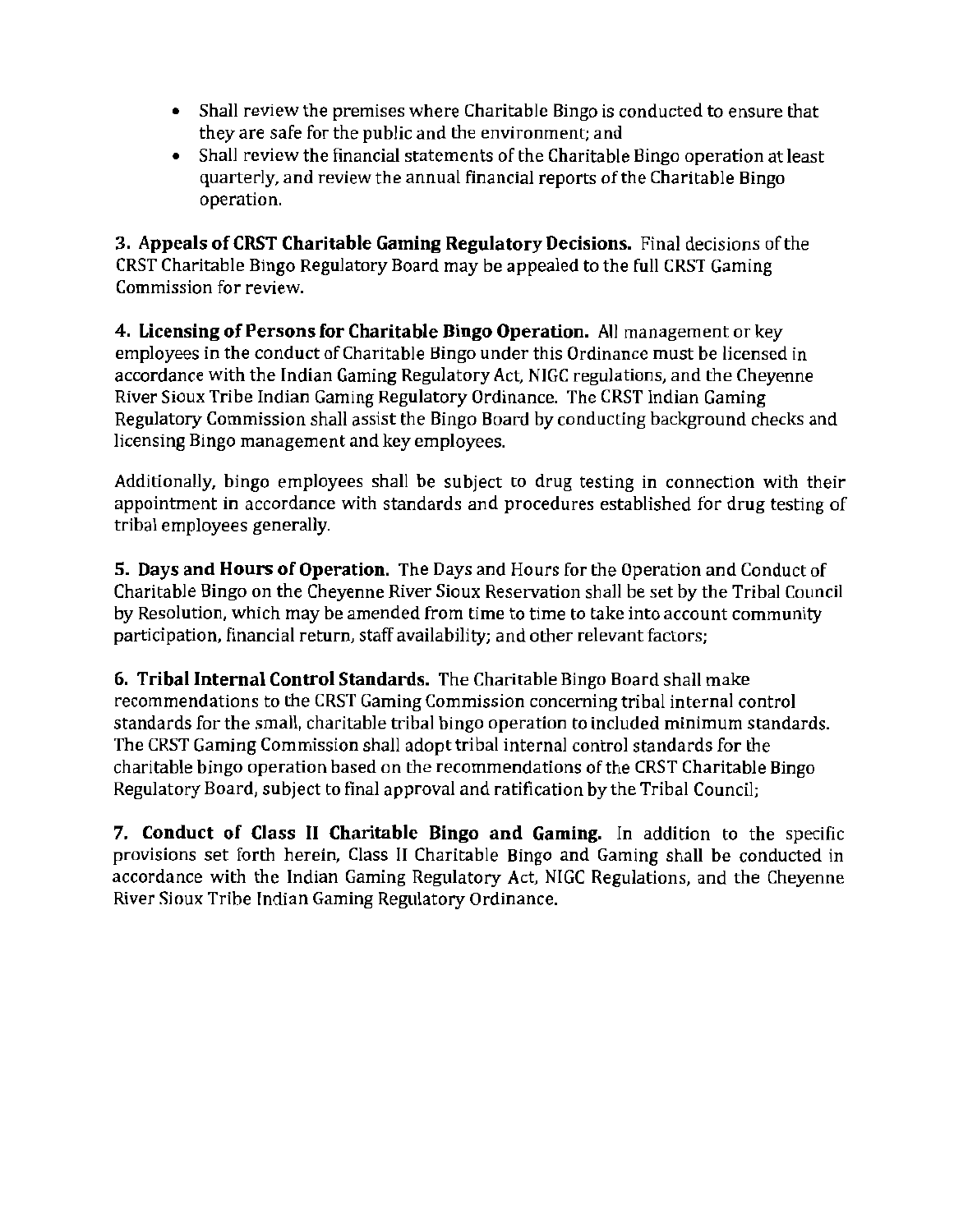- Shall review the premises where Charitable Bingo is conducted to ensure that they are safe for the public and the environment; and
- Shall review the financial statements of the Charitable Bingo operation at least quarterly, and review the annual financial reports of the Charitable Bingo operation.

**3. Appeals of CRST Charitable Gaming Regulatory Decisions.** Final decisions of the CRST Charitable Bingo Regulatory Board may be appealed to the full CRST Gaming Commission for review.

**4. Licensing of Persons for Charitable Bingo Operation.** All management or key employees in the conduct of Charitable Bingo under this Ordinance must be licensed in accordance with the Indian Gaming Regulatory Act, NIGC regulations, and the Cheyenne River Sioux Tribe Indian Gaming Regulatory Ordinance. The CRST Indian Gaming Regulatory Commission shall assist the Bingo Board by conducting background checks and licensing Bingo management and key employees.

Additionally, bingo employees shall be subject to drug testing in connection with their appointment in accordance with standards and procedures established for drug testing of tribal employees generally.

**5. Days and Hours of Operation.** The Days and Hours for the Operation and Conduct of Charitable Bingo on the Cheyenne River Sioux Reservation shall be set by the Tribal Council by Resolution, which may be amended from time to time to take into account community participation, financial return, staff availability; and other relevant factors;

**6. Tribal Internal Control Standards.** The Charitable Bingo Board shall make recommendations to the CRST Gaming Commission concerning tribal internal control standards for the small, charitable tribal bingo operation to included minimum standards. The CRST Gaming Commission shall adopt tribal internal control standards for the charitable bingo operation based on the recommendations of the CRST Charitable Bingo Regulatory Board, subject to final approval and ratification by the Tribal Council;

**7. Conduct of Class II Charitable Bingo and Gaming.** In addition to the specific provisions set forth herein, Class II Charitable Bingo and Gaming shall be conducted in accordance with the Indian Gaming Regulatory Act, NIGC Regulations, and the Cheyenne River Sioux Tribe Indian Gaming Regulatory Ordinance.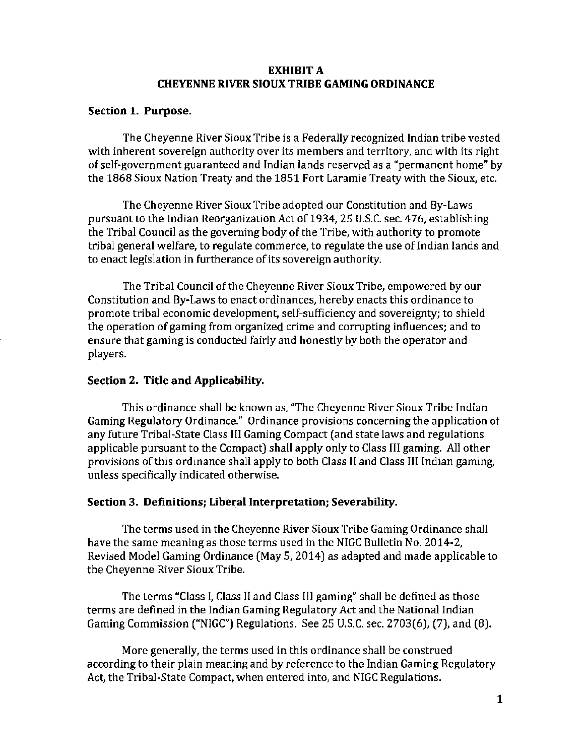# EXHIBIT A
# CHEYENNE RIVER SIOUX TRIBE GAMING ORDINANCE

## Section 1. Purpose.

The Cheyenne River Sioux Tribe is a Federally recognized Indian tribe vested with inherent sovereign authority over its members and territory, and with its right of self-government guaranteed and Indian lands reserved as a "permanent home" by the 1868 Sioux Nation Treaty and the 1851 Fort Laramie Treaty with the Sioux, etc.

The Cheyenne River Sioux Tribe adopted our Constitution and By-Laws pursuant to the Indian Reorganization Act of 1934, 25 U.S.C. sec. 476, establishing the Tribal Council as the governing body of the Tribe, with authority to promote tribal general welfare, to regulate commerce, to regulate the use of Indian lands and to enact legislation in furtherance of its sovereign authority.

The Tribal Council of the Cheyenne River Sioux Tribe, empowered by our Constitution and By-Laws to enact ordinances, hereby enacts this ordinance to promote tribal economic development, self-sufficiency and sovereignty; to shield the operation of gaming from organized crime and corrupting influences; and to ensure that gaming is conducted fairly and honestly by both the operator and players.

## Section 2. Title and Applicability.

This ordinance shall be known as, "The Cheyenne River Sioux Tribe Indian Gaming Regulatory Ordinance." Ordinance provisions concerning the application of any future Tribal-State Class III Gaming Compact (and state laws and regulations applicable pursuant to the Compact) shall apply only to Class III gaming. All other provisions of this ordinance shall apply to both Class II and Class III Indian gaming, unless specifically indicated otherwise.

## Section 3. Definitions; Liberal Interpretation; Severability.

The terms used in the Cheyenne River Sioux Tribe Gaming Ordinance shall have the same meaning as those terms used in the NIGC Bulletin No. 2014-2, Revised Model Gaming Ordinance (May 5, 2014) as adapted and made applicable to the Cheyenne River Sioux Tribe.

The terms "Class I, Class II and Class III gaming" shall be defined as those terms are defined in the Indian Gaming Regulatory Act and the National Indian Gaming Commission ("NIGC") Regulations. See 25 U.S.C. sec. 2703(6), (7), and (8).

More generally, the terms used in this ordinance shall be construed according to their plain meaning and by reference to the Indian Gaming Regulatory Act, the Tribal-State Compact, when entered into, and NIGC Regulations.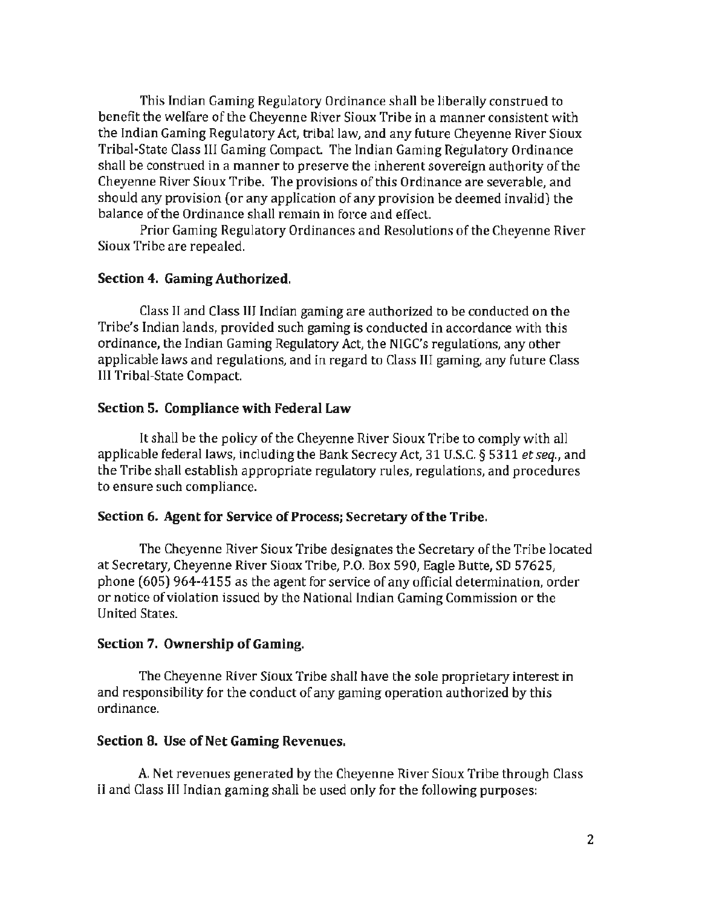This Indian Gaming Regulatory Ordinance shall be liberally construed to benefit the welfare of the Cheyenne River Sioux Tribe in a manner consistent with the Indian Gaming Regulatory Act, tribal law, and any future Cheyenne River Sioux Tribal-State Class III Gaming Compact. The Indian Gaming Regulatory Ordinance shall be construed in a manner to preserve the inherent sovereign authority of the Cheyenne River Sioux Tribe. The provisions of this Ordinance are severable, and should any provision (or any application of any provision be deemed invalid) the balance of the Ordinance shall remain in force and effect.

Prior Gaming Regulatory Ordinances and Resolutions of the Cheyenne River Sioux Tribe are repealed.

**Section 4. Gaming Authorized.**

Class II and Class III Indian gaming are authorized to be conducted on the Tribe's Indian lands, provided such gaming is conducted in accordance with this ordinance, the Indian Gaming Regulatory Act, the NIGC's regulations, any other applicable laws and regulations, and in regard to Class III gaming, any future Class III Tribal-State Compact.

**Section 5. Compliance with Federal Law**

It shall be the policy of the Cheyenne River Sioux Tribe to comply with all applicable federal laws, including the Bank Secrecy Act, 31 U.S.C. § 5311 *et seq.*, and the Tribe shall establish appropriate regulatory rules, regulations, and procedures to ensure such compliance.

**Section 6. Agent for Service of Process; Secretary of the Tribe.**

The Cheyenne River Sioux Tribe designates the Secretary of the Tribe located at Secretary, Cheyenne River Sioux Tribe, P.O. Box 590, Eagle Butte, SD 57625, phone (605) 964-4155 as the agent for service of any official determination, order or notice of violation issued by the National Indian Gaming Commission or the United States.

**Section 7. Ownership of Gaming.**

The Cheyenne River Sioux Tribe shall have the sole proprietary interest in and responsibility for the conduct of any gaming operation authorized by this ordinance.

**Section 8. Use of Net Gaming Revenues.**

A. Net revenues generated by the Cheyenne River Sioux Tribe through Class II and Class III Indian gaming shall be used only for the following purposes: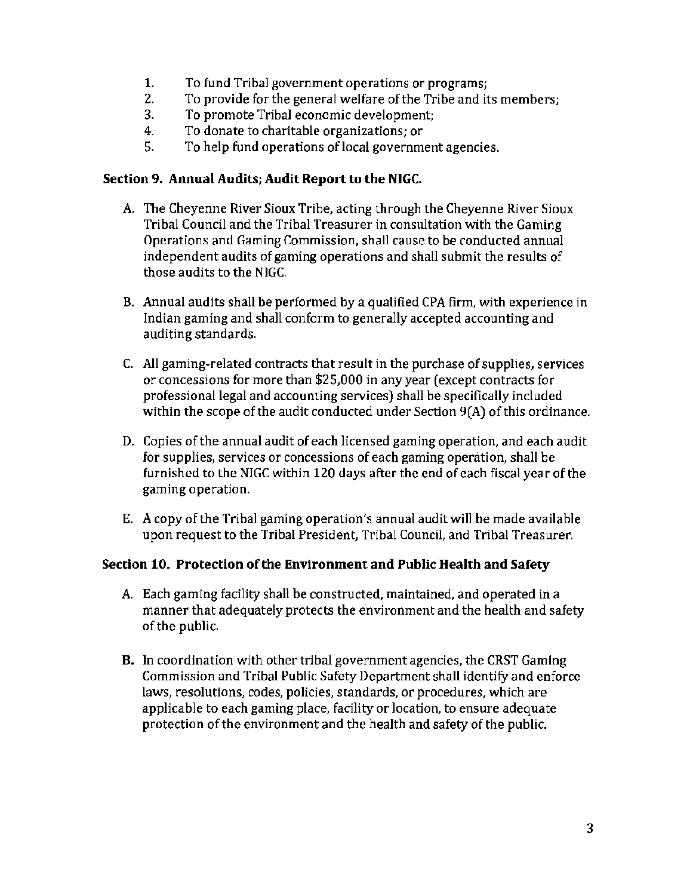1. To fund Tribal government operations or programs;
2. To provide for the general welfare of the Tribe and its members;
3. To promote Tribal economic development;
4. To donate to charitable organizations; or
5. To help fund operations of local government agencies.

### Section 9. Annual Audits; Audit Report to the NIGC.

A. The Cheyenne River Sioux Tribe, acting through the Cheyenne River Sioux Tribal Council and the Tribal Treasurer in consultation with the Gaming Operations and Gaming Commission, shall cause to be conducted annual independent audits of gaming operations and shall submit the results of those audits to the NIGC.

B. Annual audits shall be performed by a qualified CPA firm, with experience in Indian gaming and shall conform to generally accepted accounting and auditing standards.

C. All gaming-related contracts that result in the purchase of supplies, services or concessions for more than $25,000 in any year (except contracts for professional legal and accounting services) shall be specifically included within the scope of the audit conducted under Section 9(A) of this ordinance.

D. Copies of the annual audit of each licensed gaming operation, and each audit for supplies, services or concessions of each gaming operation, shall be furnished to the NIGC within 120 days after the end of each fiscal year of the gaming operation.

E. A copy of the Tribal gaming operation's annual audit will be made available upon request to the Tribal President, Tribal Council, and Tribal Treasurer.

### Section 10. Protection of the Environment and Public Health and Safety

A. Each gaming facility shall be constructed, maintained, and operated in a manner that adequately protects the environment and the health and safety of the public.

**B.** In coordination with other tribal government agencies, the CRST Gaming Commission and Tribal Public Safety Department shall identify and enforce laws, resolutions, codes, policies, standards, or procedures, which are applicable to each gaming place, facility or location, to ensure adequate protection of the environment and the health and safety of the public.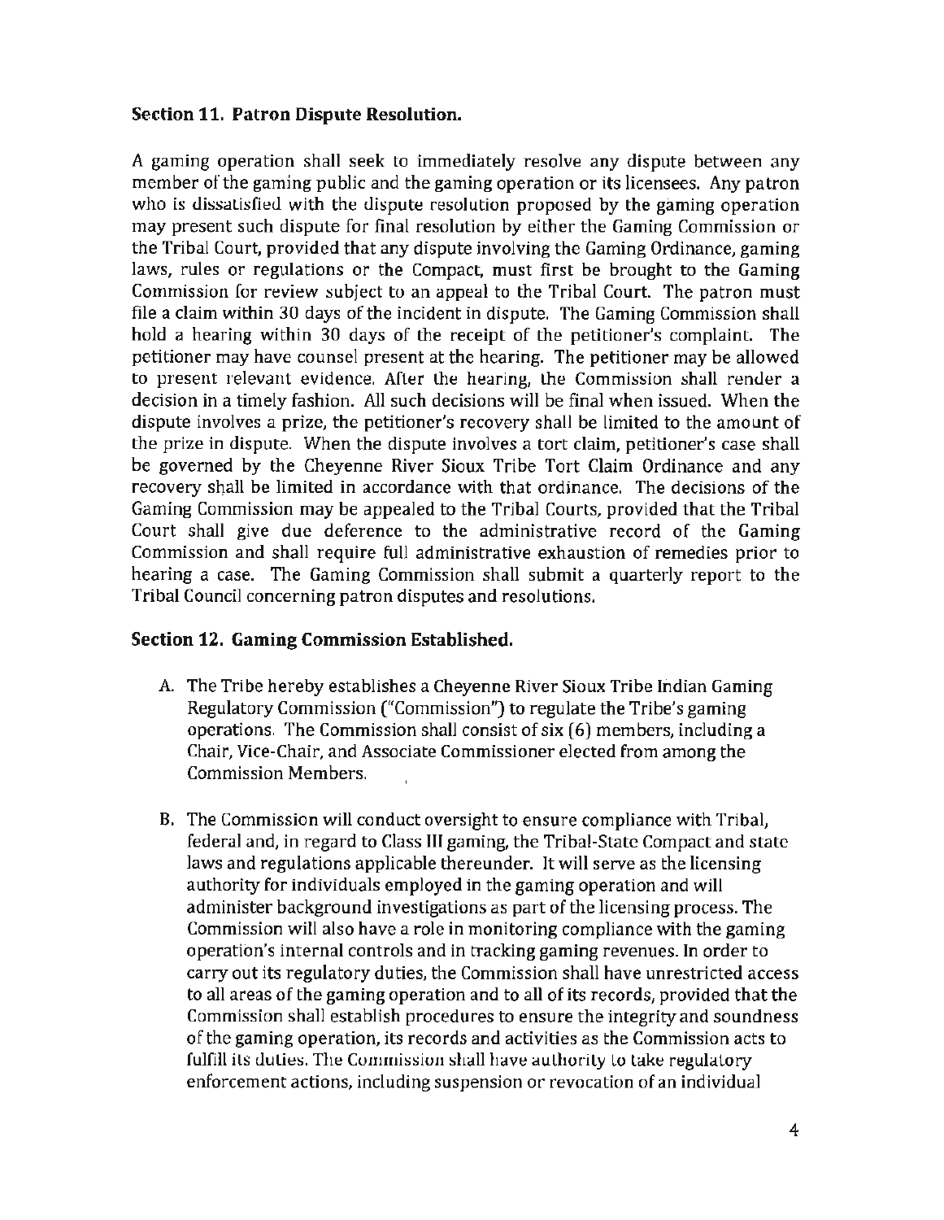### Section 11. Patron Dispute Resolution.

A gaming operation shall seek to immediately resolve any dispute between any member of the gaming public and the gaming operation or its licensees. Any patron who is dissatisfied with the dispute resolution proposed by the gaming operation may present such dispute for final resolution by either the Gaming Commission or the Tribal Court, provided that any dispute involving the Gaming Ordinance, gaming laws, rules or regulations or the Compact, must first be brought to the Gaming Commission for review subject to an appeal to the Tribal Court. The patron must file a claim within 30 days of the incident in dispute. The Gaming Commission shall hold a hearing within 30 days of the receipt of the petitioner's complaint. The petitioner may have counsel present at the hearing. The petitioner may be allowed to present relevant evidence. After the hearing, the Commission shall render a decision in a timely fashion. All such decisions will be final when issued. When the dispute involves a prize, the petitioner's recovery shall be limited to the amount of the prize in dispute. When the dispute involves a tort claim, petitioner's case shall be governed by the Cheyenne River Sioux Tribe Tort Claim Ordinance and any recovery shall be limited in accordance with that ordinance. The decisions of the Gaming Commission may be appealed to the Tribal Courts, provided that the Tribal Court shall give due deference to the administrative record of the Gaming Commission and shall require full administrative exhaustion of remedies prior to hearing a case. The Gaming Commission shall submit a quarterly report to the Tribal Council concerning patron disputes and resolutions.

### Section 12. Gaming Commission Established.

A. The Tribe hereby establishes a Cheyenne River Sioux Tribe Indian Gaming Regulatory Commission ("Commission") to regulate the Tribe's gaming operations. The Commission shall consist of six (6) members, including a Chair, Vice-Chair, and Associate Commissioner elected from among the Commission Members.

B. The Commission will conduct oversight to ensure compliance with Tribal, federal and, in regard to Class III gaming, the Tribal-State Compact and state laws and regulations applicable thereunder. It will serve as the licensing authority for individuals employed in the gaming operation and will administer background investigations as part of the licensing process. The Commission will also have a role in monitoring compliance with the gaming operation's internal controls and in tracking gaming revenues. In order to carry out its regulatory duties, the Commission shall have unrestricted access to all areas of the gaming operation and to all of its records, provided that the Commission shall establish procedures to ensure the integrity and soundness of the gaming operation, its records and activities as the Commission acts to fulfill its duties. The Commission shall have authority to take regulatory enforcement actions, including suspension or revocation of an individual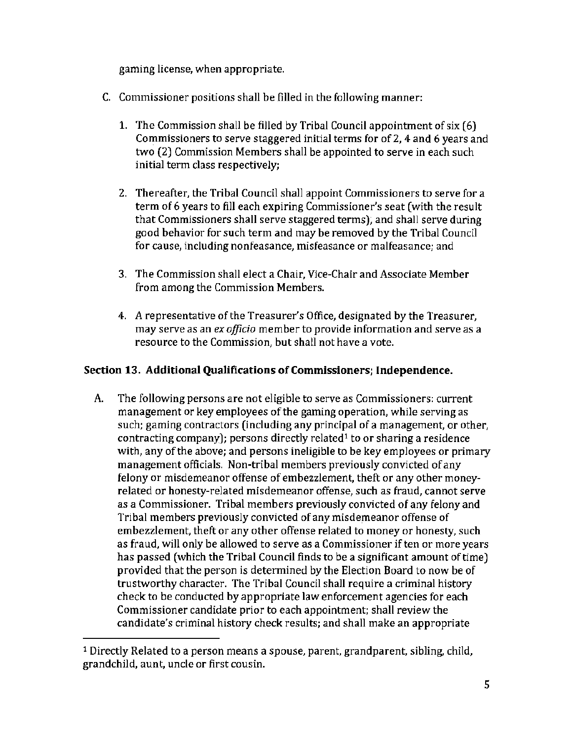gaming license, when appropriate.

C. Commissioner positions shall be filled in the following manner:

   1. The Commission shall be filled by Tribal Council appointment of six (6) Commissioners to serve staggered initial terms for of 2, 4 and 6 years and two (2) Commission Members shall be appointed to serve in each such initial term class respectively;

   2. Thereafter, the Tribal Council shall appoint Commissioners to serve for a term of 6 years to fill each expiring Commissioner's seat (with the result that Commissioners shall serve staggered terms), and shall serve during good behavior for such term and may be removed by the Tribal Council for cause, including nonfeasance, misfeasance or malfeasance; and

   3. The Commission shall elect a Chair, Vice-Chair and Associate Member from among the Commission Members.

   4. A representative of the Treasurer's Office, designated by the Treasurer, may serve as an *ex officio* member to provide information and serve as a resource to the Commission, but shall not have a vote.

### Section 13. Additional Qualifications of Commissioners; Independence.

A. The following persons are not eligible to serve as Commissioners: current management or key employees of the gaming operation, while serving as such; gaming contractors (including any principal of a management, or other, contracting company); persons directly related[1] to or sharing a residence with, any of the above; and persons ineligible to be key employees or primary management officials. Non-tribal members previously convicted of any felony or misdemeanor offense of embezzlement, theft or any other money-related or honesty-related misdemeanor offense, such as fraud, cannot serve as a Commissioner. Tribal members previously convicted of any felony and Tribal members previously convicted of any misdemeanor offense of embezzlement, theft or any other offense related to money or honesty, such as fraud, will only be allowed to serve as a Commissioner if ten or more years has passed (which the Tribal Council finds to be a significant amount of time) provided that the person is determined by the Election Board to now be of trustworthy character. The Tribal Council shall require a criminal history check to be conducted by appropriate law enforcement agencies for each Commissioner candidate prior to each appointment; shall review the candidate's criminal history check results; and shall make an appropriate

---

[1] Directly Related to a person means a spouse, parent, grandparent, sibling, child, grandchild, aunt, uncle or first cousin.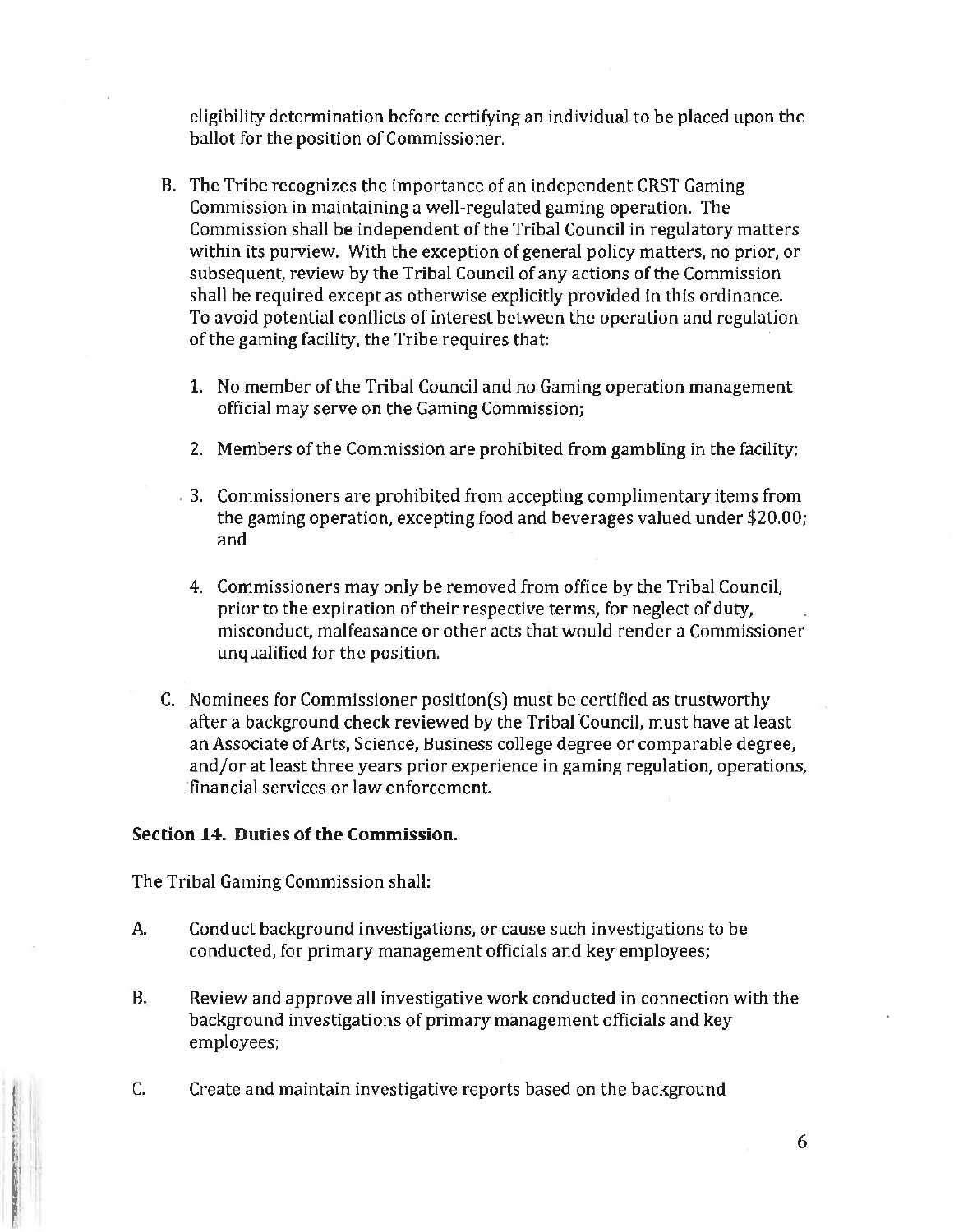eligibility determination before certifying an individual to be placed upon the ballot for the position of Commissioner.

B. The Tribe recognizes the importance of an independent CRST Gaming Commission in maintaining a well-regulated gaming operation. The Commission shall be independent of the Tribal Council in regulatory matters within its purview. With the exception of general policy matters, no prior, or subsequent, review by the Tribal Council of any actions of the Commission shall be required except as otherwise explicitly provided in this ordinance. To avoid potential conflicts of interest between the operation and regulation of the gaming facility, the Tribe requires that:

   1. No member of the Tribal Council and no Gaming operation management official may serve on the Gaming Commission;

   2. Members of the Commission are prohibited from gambling in the facility;

   3. Commissioners are prohibited from accepting complimentary items from the gaming operation, excepting food and beverages valued under $20.00; and

   4. Commissioners may only be removed from office by the Tribal Council, prior to the expiration of their respective terms, for neglect of duty, misconduct, malfeasance or other acts that would render a Commissioner unqualified for the position.

C. Nominees for Commissioner position(s) must be certified as trustworthy after a background check reviewed by the Tribal Council, must have at least an Associate of Arts, Science, Business college degree or comparable degree, and/or at least three years prior experience in gaming regulation, operations, financial services or law enforcement.

**Section 14. Duties of the Commission.**

The Tribal Gaming Commission shall:

A. Conduct background investigations, or cause such investigations to be conducted, for primary management officials and key employees;

B. Review and approve all investigative work conducted in connection with the background investigations of primary management officials and key employees;

C. Create and maintain investigative reports based on the background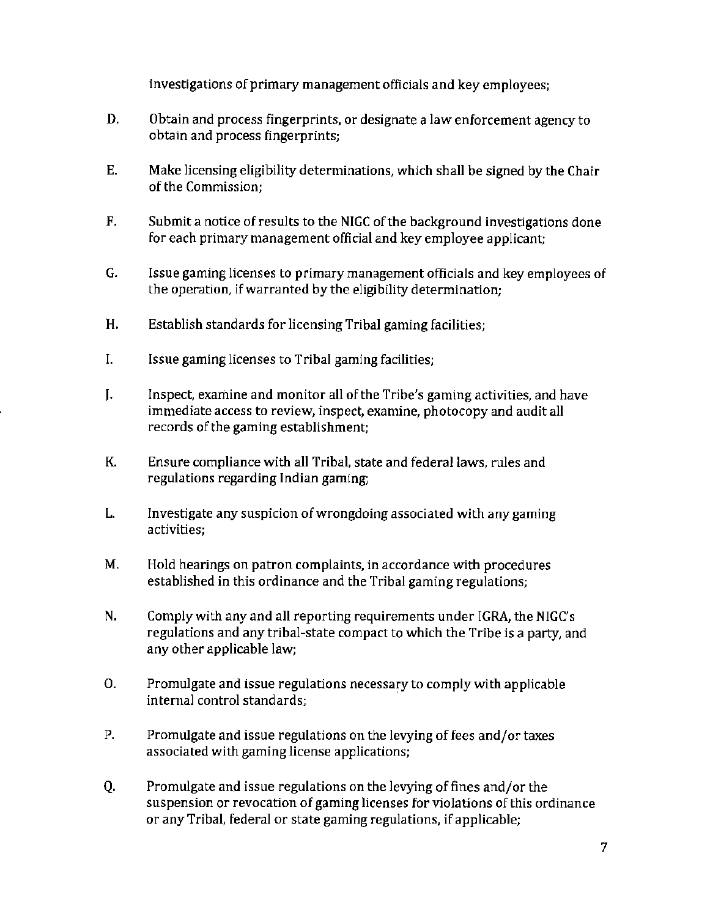investigations of primary management officials and key employees;

D. Obtain and process fingerprints, or designate a law enforcement agency to obtain and process fingerprints;

E. Make licensing eligibility determinations, which shall be signed by the Chair of the Commission;

F. Submit a notice of results to the NIGC of the background investigations done for each primary management official and key employee applicant;

G. Issue gaming licenses to primary management officials and key employees of the operation, if warranted by the eligibility determination;

H. Establish standards for licensing Tribal gaming facilities;

I. Issue gaming licenses to Tribal gaming facilities;

J. Inspect, examine and monitor all of the Tribe's gaming activities, and have immediate access to review, inspect, examine, photocopy and audit all records of the gaming establishment;

K. Ensure compliance with all Tribal, state and federal laws, rules and regulations regarding Indian gaming;

L. Investigate any suspicion of wrongdoing associated with any gaming activities;

M. Hold hearings on patron complaints, in accordance with procedures established in this ordinance and the Tribal gaming regulations;

N. Comply with any and all reporting requirements under IGRA, the NIGC's regulations and any tribal-state compact to which the Tribe is a party, and any other applicable law;

O. Promulgate and issue regulations necessary to comply with applicable internal control standards;

P. Promulgate and issue regulations on the levying of fees and/or taxes associated with gaming license applications;

Q. Promulgate and issue regulations on the levying of fines and/or the suspension or revocation of gaming licenses for violations of this ordinance or any Tribal, federal or state gaming regulations, if applicable;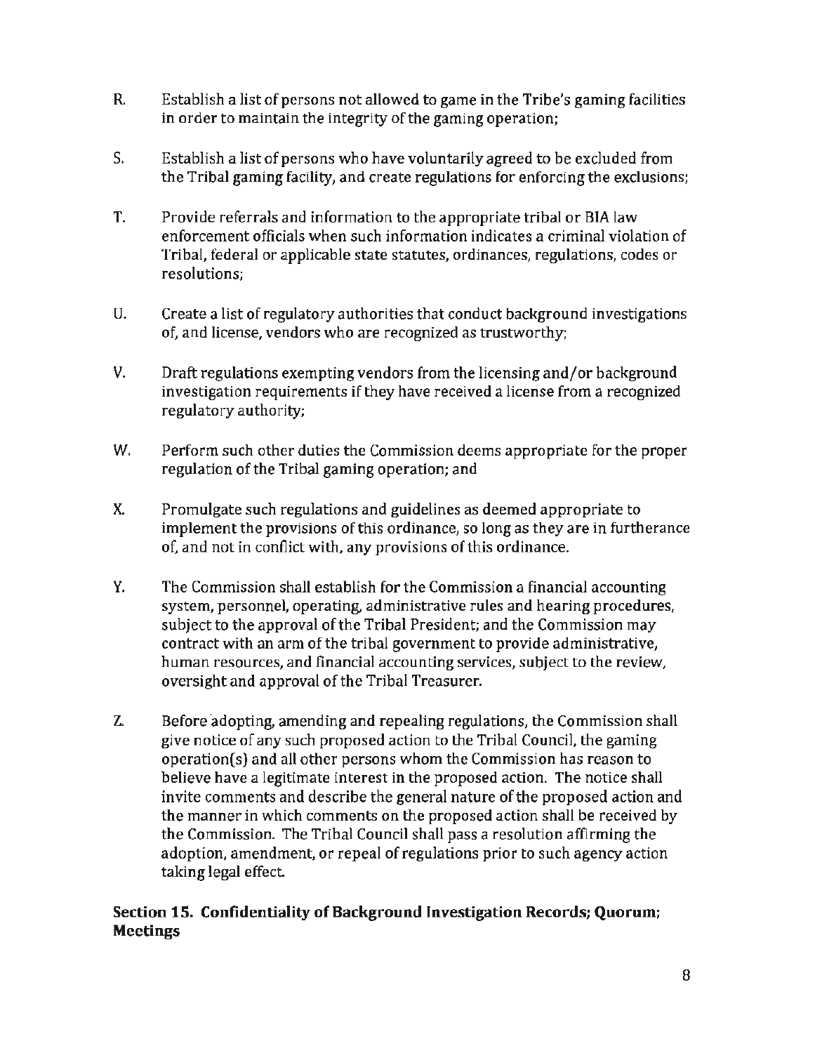R. Establish a list of persons not allowed to game in the Tribe's gaming facilities in order to maintain the integrity of the gaming operation;

S. Establish a list of persons who have voluntarily agreed to be excluded from the Tribal gaming facility, and create regulations for enforcing the exclusions;

T. Provide referrals and information to the appropriate tribal or BIA law enforcement officials when such information indicates a criminal violation of Tribal, federal or applicable state statutes, ordinances, regulations, codes or resolutions;

U. Create a list of regulatory authorities that conduct background investigations of, and license, vendors who are recognized as trustworthy;

V. Draft regulations exempting vendors from the licensing and/or background investigation requirements if they have received a license from a recognized regulatory authority;

W. Perform such other duties the Commission deems appropriate for the proper regulation of the Tribal gaming operation; and

X. Promulgate such regulations and guidelines as deemed appropriate to implement the provisions of this ordinance, so long as they are in furtherance of, and not in conflict with, any provisions of this ordinance.

Y. The Commission shall establish for the Commission a financial accounting system, personnel, operating, administrative rules and hearing procedures, subject to the approval of the Tribal President; and the Commission may contract with an arm of the tribal government to provide administrative, human resources, and financial accounting services, subject to the review, oversight and approval of the Tribal Treasurer.

Z. Before adopting, amending and repealing regulations, the Commission shall give notice of any such proposed action to the Tribal Council, the gaming operation(s) and all other persons whom the Commission has reason to believe have a legitimate interest in the proposed action. The notice shall invite comments and describe the general nature of the proposed action and the manner in which comments on the proposed action shall be received by the Commission. The Tribal Council shall pass a resolution affirming the adoption, amendment, or repeal of regulations prior to such agency action taking legal effect.

**Section 15. Confidentiality of Background Investigation Records; Quorum; Meetings**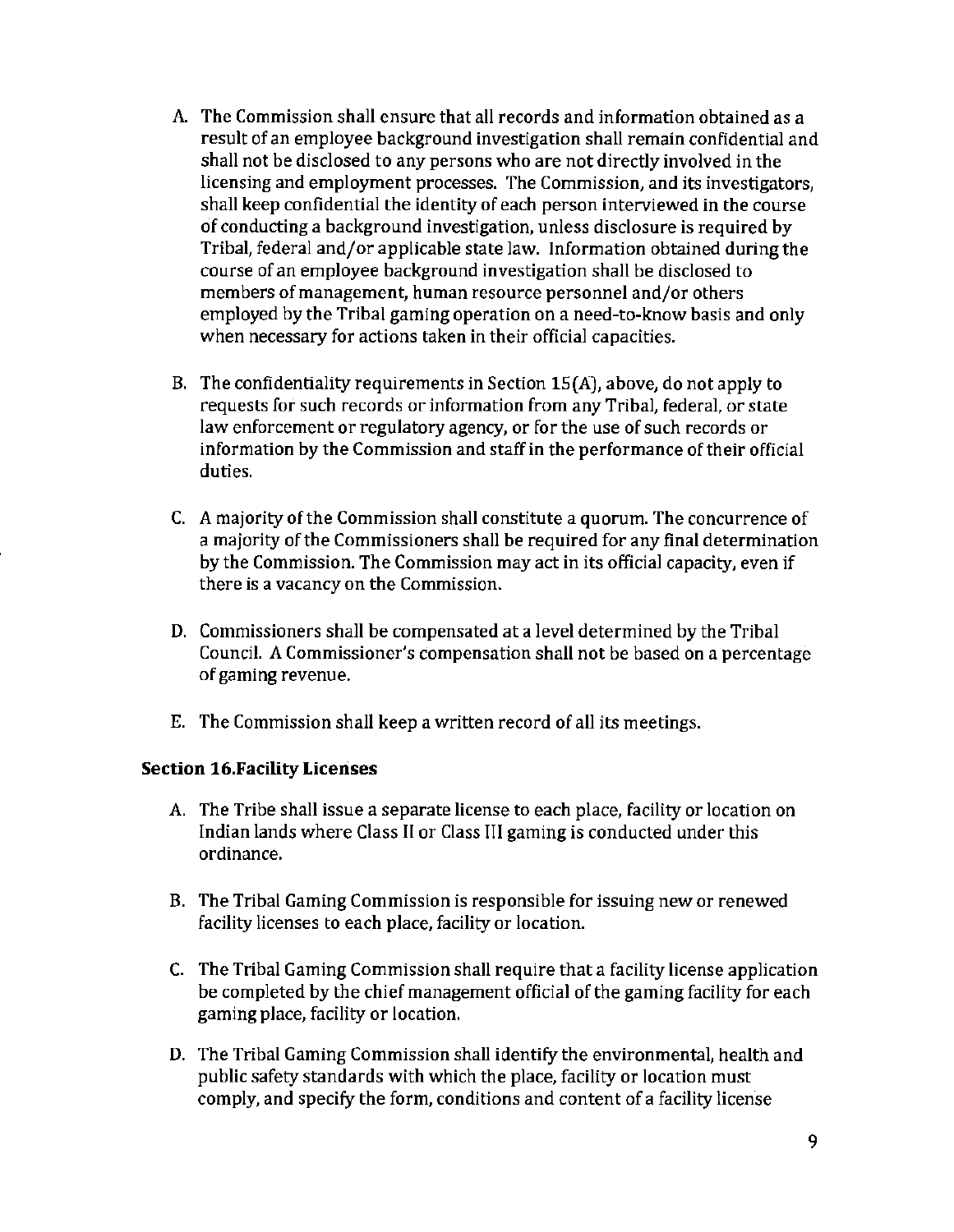A. The Commission shall ensure that all records and information obtained as a result of an employee background investigation shall remain confidential and shall not be disclosed to any persons who are not directly involved in the licensing and employment processes. The Commission, and its investigators, shall keep confidential the identity of each person interviewed in the course of conducting a background investigation, unless disclosure is required by Tribal, federal and/or applicable state law. Information obtained during the course of an employee background investigation shall be disclosed to members of management, human resource personnel and/or others employed by the Tribal gaming operation on a need-to-know basis and only when necessary for actions taken in their official capacities.

B. The confidentiality requirements in Section 15(A), above, do not apply to requests for such records or information from any Tribal, federal, or state law enforcement or regulatory agency, or for the use of such records or information by the Commission and staff in the performance of their official duties.

C. A majority of the Commission shall constitute a quorum. The concurrence of a majority of the Commissioners shall be required for any final determination by the Commission. The Commission may act in its official capacity, even if there is a vacancy on the Commission.

D. Commissioners shall be compensated at a level determined by the Tribal Council. A Commissioner's compensation shall not be based on a percentage of gaming revenue.

E. The Commission shall keep a written record of all its meetings.

### Section 16.Facility Licenses

A. The Tribe shall issue a separate license to each place, facility or location on Indian lands where Class II or Class III gaming is conducted under this ordinance.

B. The Tribal Gaming Commission is responsible for issuing new or renewed facility licenses to each place, facility or location.

C. The Tribal Gaming Commission shall require that a facility license application be completed by the chief management official of the gaming facility for each gaming place, facility or location.

D. The Tribal Gaming Commission shall identify the environmental, health and public safety standards with which the place, facility or location must comply, and specify the form, conditions and content of a facility license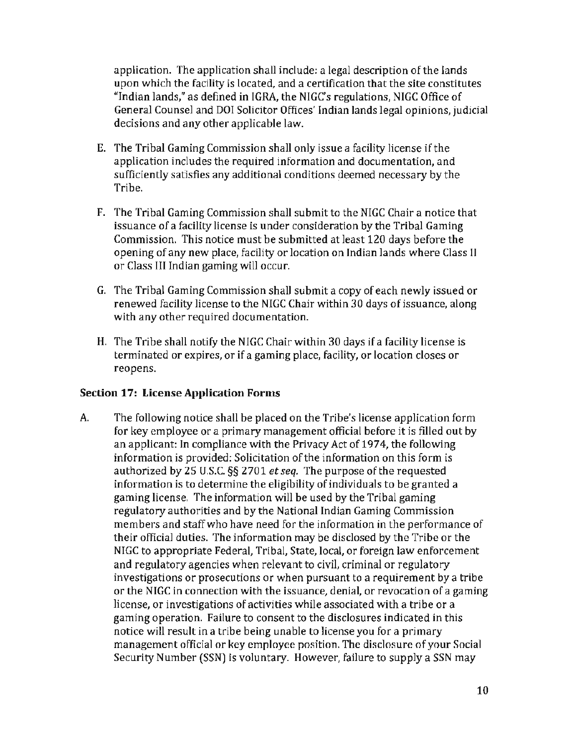application. The application shall include: a legal description of the lands upon which the facility is located, and a certification that the site constitutes "Indian lands," as defined in IGRA, the NIGC's regulations, NIGC Office of General Counsel and DOI Solicitor Offices' Indian lands legal opinions, judicial decisions and any other applicable law.

E. The Tribal Gaming Commission shall only issue a facility license if the application includes the required information and documentation, and sufficiently satisfies any additional conditions deemed necessary by the Tribe.

F. The Tribal Gaming Commission shall submit to the NIGC Chair a notice that issuance of a facility license is under consideration by the Tribal Gaming Commission. This notice must be submitted at least 120 days before the opening of any new place, facility or location on Indian lands where Class II or Class III Indian gaming will occur.

G. The Tribal Gaming Commission shall submit a copy of each newly issued or renewed facility license to the NIGC Chair within 30 days of issuance, along with any other required documentation.

H. The Tribe shall notify the NIGC Chair within 30 days if a facility license is terminated or expires, or if a gaming place, facility, or location closes or reopens.

**Section 17: License Application Forms**

A. The following notice shall be placed on the Tribe's license application form for key employee or a primary management official before it is filled out by an applicant: In compliance with the Privacy Act of 1974, the following information is provided: Solicitation of the information on this form is authorized by 25 U.S.C. §§ 2701 *et seq.* The purpose of the requested information is to determine the eligibility of individuals to be granted a gaming license. The information will be used by the Tribal gaming regulatory authorities and by the National Indian Gaming Commission members and staff who have need for the information in the performance of their official duties. The information may be disclosed by the Tribe or the NIGC to appropriate Federal, Tribal, State, local, or foreign law enforcement and regulatory agencies when relevant to civil, criminal or regulatory investigations or prosecutions or when pursuant to a requirement by a tribe or the NIGC in connection with the issuance, denial, or revocation of a gaming license, or investigations of activities while associated with a tribe or a gaming operation. Failure to consent to the disclosures indicated in this notice will result in a tribe being unable to license you for a primary management official or key employee position. The disclosure of your Social Security Number (SSN) is voluntary. However, failure to supply a SSN may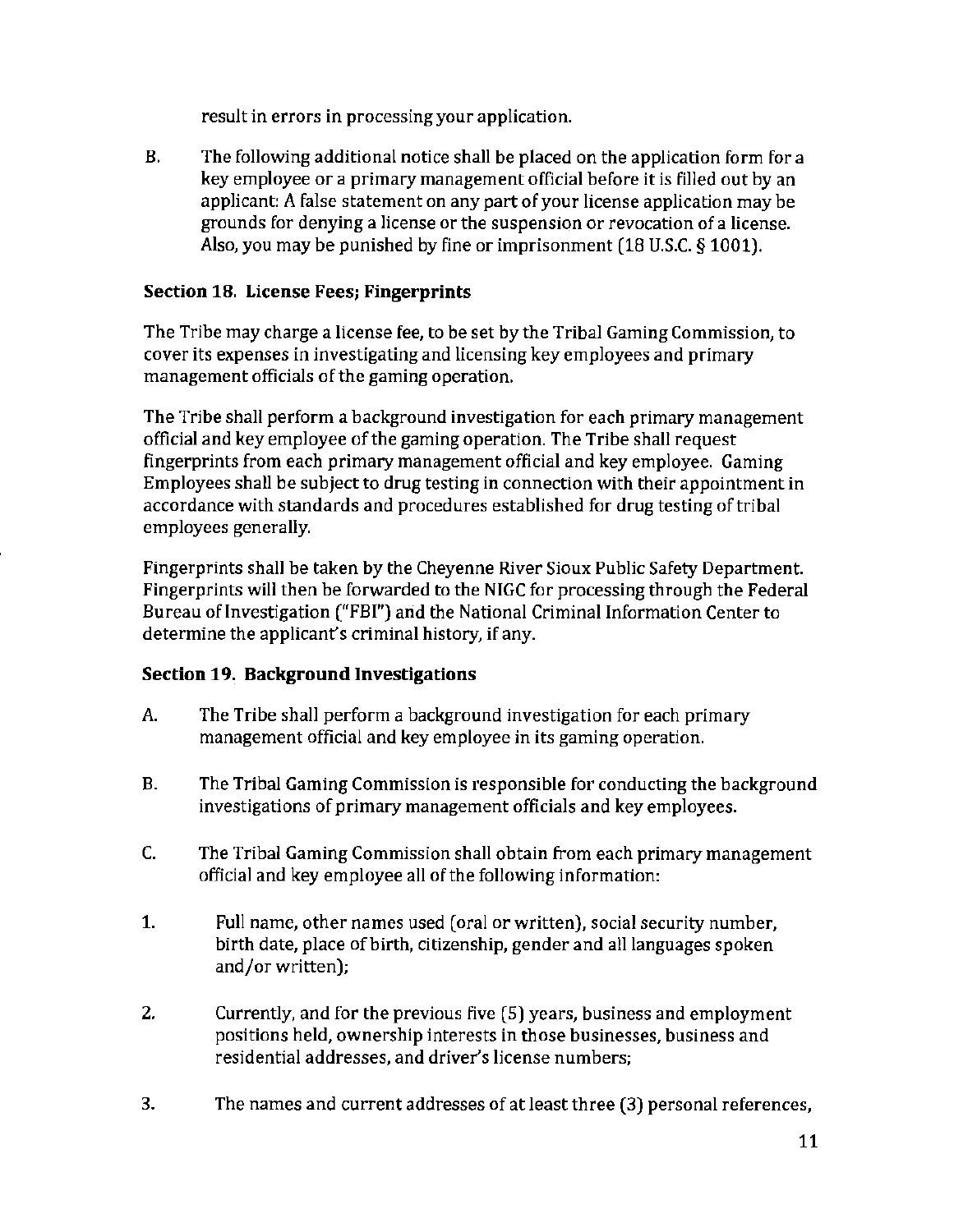result in errors in processing your application.

B. The following additional notice shall be placed on the application form for a key employee or a primary management official before it is filled out by an applicant: A false statement on any part of your license application may be grounds for denying a license or the suspension or revocation of a license. Also, you may be punished by fine or imprisonment (18 U.S.C. § 1001).

### Section 18. License Fees; Fingerprints

The Tribe may charge a license fee, to be set by the Tribal Gaming Commission, to cover its expenses in investigating and licensing key employees and primary management officials of the gaming operation.

The Tribe shall perform a background investigation for each primary management official and key employee of the gaming operation. The Tribe shall request fingerprints from each primary management official and key employee. Gaming Employees shall be subject to drug testing in connection with their appointment in accordance with standards and procedures established for drug testing of tribal employees generally.

Fingerprints shall be taken by the Cheyenne River Sioux Public Safety Department. Fingerprints will then be forwarded to the NIGC for processing through the Federal Bureau of Investigation ("FBI") and the National Criminal Information Center to determine the applicant's criminal history, if any.

### Section 19. Background Investigations

A. The Tribe shall perform a background investigation for each primary management official and key employee in its gaming operation.

B. The Tribal Gaming Commission is responsible for conducting the background investigations of primary management officials and key employees.

C. The Tribal Gaming Commission shall obtain from each primary management official and key employee all of the following information:

1. Full name, other names used (oral or written), social security number, birth date, place of birth, citizenship, gender and all languages spoken and/or written);

2. Currently, and for the previous five (5) years, business and employment positions held, ownership interests in those businesses, business and residential addresses, and driver's license numbers;

3. The names and current addresses of at least three (3) personal references,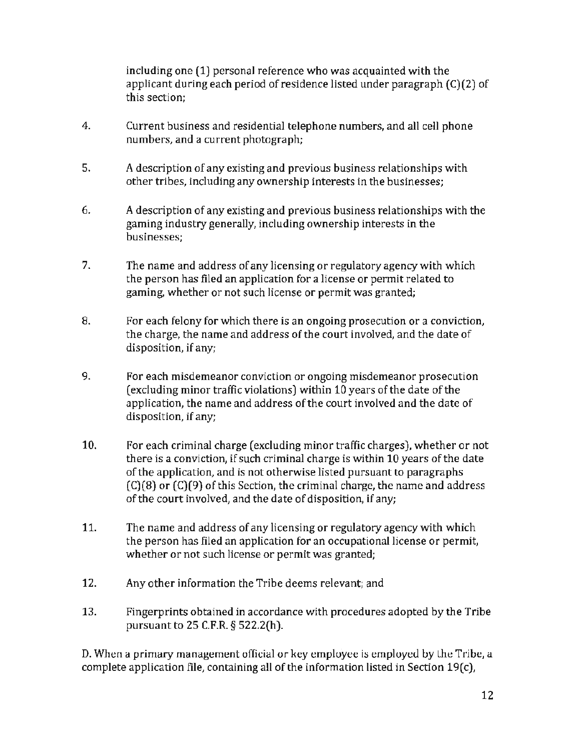including one (1) personal reference who was acquainted with the applicant during each period of residence listed under paragraph (C)(2) of this section;

4. Current business and residential telephone numbers, and all cell phone numbers, and a current photograph;

5. A description of any existing and previous business relationships with other tribes, including any ownership interests in the businesses;

6. A description of any existing and previous business relationships with the gaming industry generally, including ownership interests in the businesses;

7. The name and address of any licensing or regulatory agency with which the person has filed an application for a license or permit related to gaming, whether or not such license or permit was granted;

8. For each felony for which there is an ongoing prosecution or a conviction, the charge, the name and address of the court involved, and the date of disposition, if any;

9. For each misdemeanor conviction or ongoing misdemeanor prosecution (excluding minor traffic violations) within 10 years of the date of the application, the name and address of the court involved and the date of disposition, if any;

10. For each criminal charge (excluding minor traffic charges), whether or not there is a conviction, if such criminal charge is within 10 years of the date of the application, and is not otherwise listed pursuant to paragraphs (C)(8) or (C)(9) of this Section, the criminal charge, the name and address of the court involved, and the date of disposition, if any;

11. The name and address of any licensing or regulatory agency with which the person has filed an application for an occupational license or permit, whether or not such license or permit was granted;

12. Any other information the Tribe deems relevant; and

13. Fingerprints obtained in accordance with procedures adopted by the Tribe pursuant to 25 C.F.R. § 522.2(h).

D. When a primary management official or key employee is employed by the Tribe, a complete application file, containing all of the information listed in Section 19(c),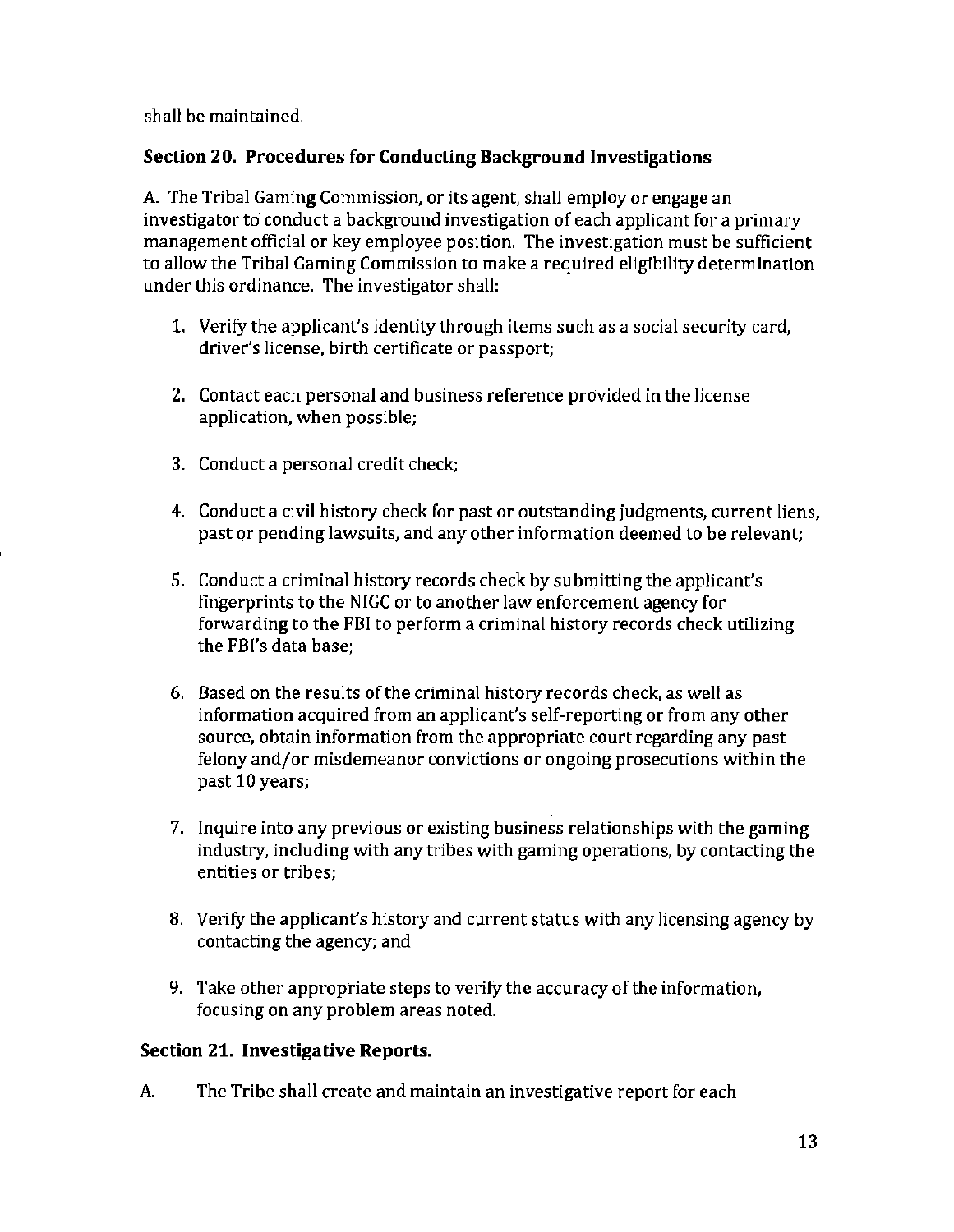shall be maintained.

## Section 20. Procedures for Conducting Background Investigations

A. The Tribal Gaming Commission, or its agent, shall employ or engage an investigator to conduct a background investigation of each applicant for a primary management official or key employee position. The investigation must be sufficient to allow the Tribal Gaming Commission to make a required eligibility determination under this ordinance. The investigator shall:

1. Verify the applicant's identity through items such as a social security card, driver's license, birth certificate or passport;

2. Contact each personal and business reference provided in the license application, when possible;

3. Conduct a personal credit check;

4. Conduct a civil history check for past or outstanding judgments, current liens, past or pending lawsuits, and any other information deemed to be relevant;

5. Conduct a criminal history records check by submitting the applicant's fingerprints to the NIGC or to another law enforcement agency for forwarding to the FBI to perform a criminal history records check utilizing the FBI's data base;

6. Based on the results of the criminal history records check, as well as information acquired from an applicant's self-reporting or from any other source, obtain information from the appropriate court regarding any past felony and/or misdemeanor convictions or ongoing prosecutions within the past 10 years;

7. Inquire into any previous or existing business relationships with the gaming industry, including with any tribes with gaming operations, by contacting the entities or tribes;

8. Verify the applicant's history and current status with any licensing agency by contacting the agency; and

9. Take other appropriate steps to verify the accuracy of the information, focusing on any problem areas noted.

## Section 21. Investigative Reports.

A. The Tribe shall create and maintain an investigative report for each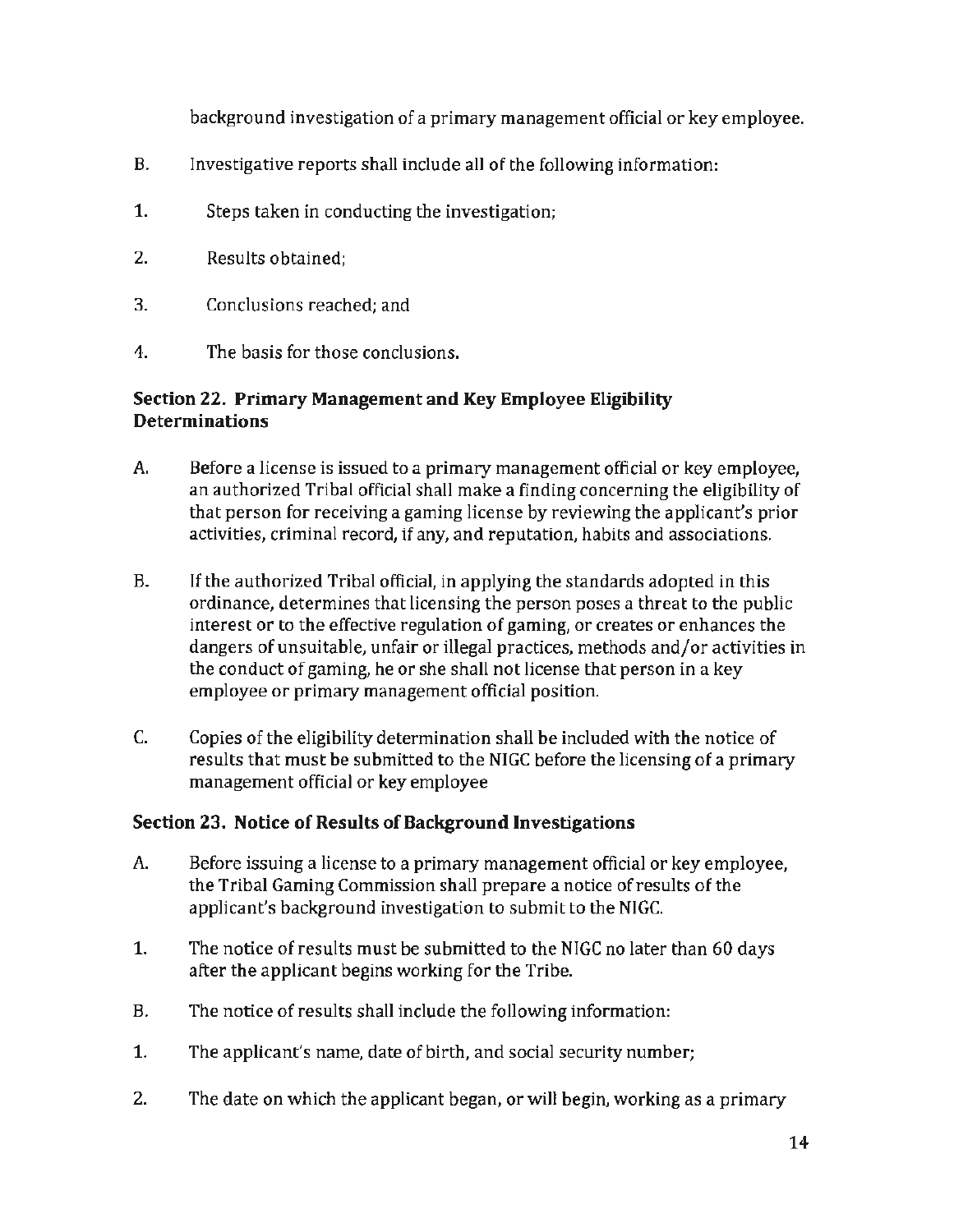background investigation of a primary management official or key employee.

B. Investigative reports shall include all of the following information:

1. Steps taken in conducting the investigation;

2. Results obtained;

3. Conclusions reached; and

4. The basis for those conclusions.

### Section 22. Primary Management and Key Employee Eligibility Determinations

A. Before a license is issued to a primary management official or key employee, an authorized Tribal official shall make a finding concerning the eligibility of that person for receiving a gaming license by reviewing the applicant's prior activities, criminal record, if any, and reputation, habits and associations.

B. If the authorized Tribal official, in applying the standards adopted in this ordinance, determines that licensing the person poses a threat to the public interest or to the effective regulation of gaming, or creates or enhances the dangers of unsuitable, unfair or illegal practices, methods and/or activities in the conduct of gaming, he or she shall not license that person in a key employee or primary management official position.

C. Copies of the eligibility determination shall be included with the notice of results that must be submitted to the NIGC before the licensing of a primary management official or key employee

### Section 23. Notice of Results of Background Investigations

A. Before issuing a license to a primary management official or key employee, the Tribal Gaming Commission shall prepare a notice of results of the applicant's background investigation to submit to the NIGC.

1. The notice of results must be submitted to the NIGC no later than 60 days after the applicant begins working for the Tribe.

B. The notice of results shall include the following information:

1. The applicant's name, date of birth, and social security number;

2. The date on which the applicant began, or will begin, working as a primary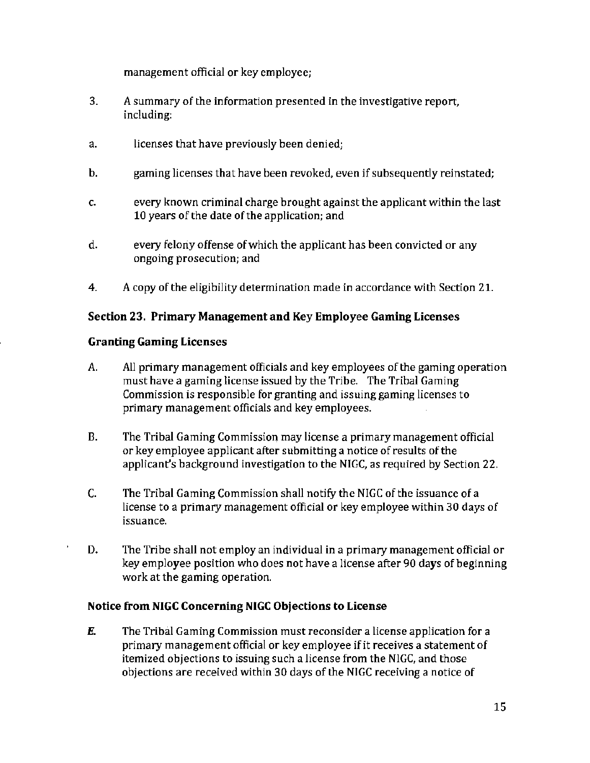management official or key employee;

3. A summary of the information presented in the investigative report, including:

   a. licenses that have previously been denied;

   b. gaming licenses that have been revoked, even if subsequently reinstated;

   c. every known criminal charge brought against the applicant within the last 10 years of the date of the application; and

   d. every felony offense of which the applicant has been convicted or any ongoing prosecution; and

4. A copy of the eligibility determination made in accordance with Section 21.

## Section 23. Primary Management and Key Employee Gaming Licenses

### Granting Gaming Licenses

A. All primary management officials and key employees of the gaming operation must have a gaming license issued by the Tribe. The Tribal Gaming Commission is responsible for granting and issuing gaming licenses to primary management officials and key employees.

B. The Tribal Gaming Commission may license a primary management official or key employee applicant after submitting a notice of results of the applicant's background investigation to the NIGC, as required by Section 22.

C. The Tribal Gaming Commission shall notify the NIGC of the issuance of a license to a primary management official or key employee within 30 days of issuance.

D. The Tribe shall not employ an individual in a primary management official or key employee position who does not have a license after 90 days of beginning work at the gaming operation.

### Notice from NIGC Concerning NIGC Objections to License

*E.* The Tribal Gaming Commission must reconsider a license application for a primary management official or key employee if it receives a statement of itemized objections to issuing such a license from the NIGC, and those objections are received within 30 days of the NIGC receiving a notice of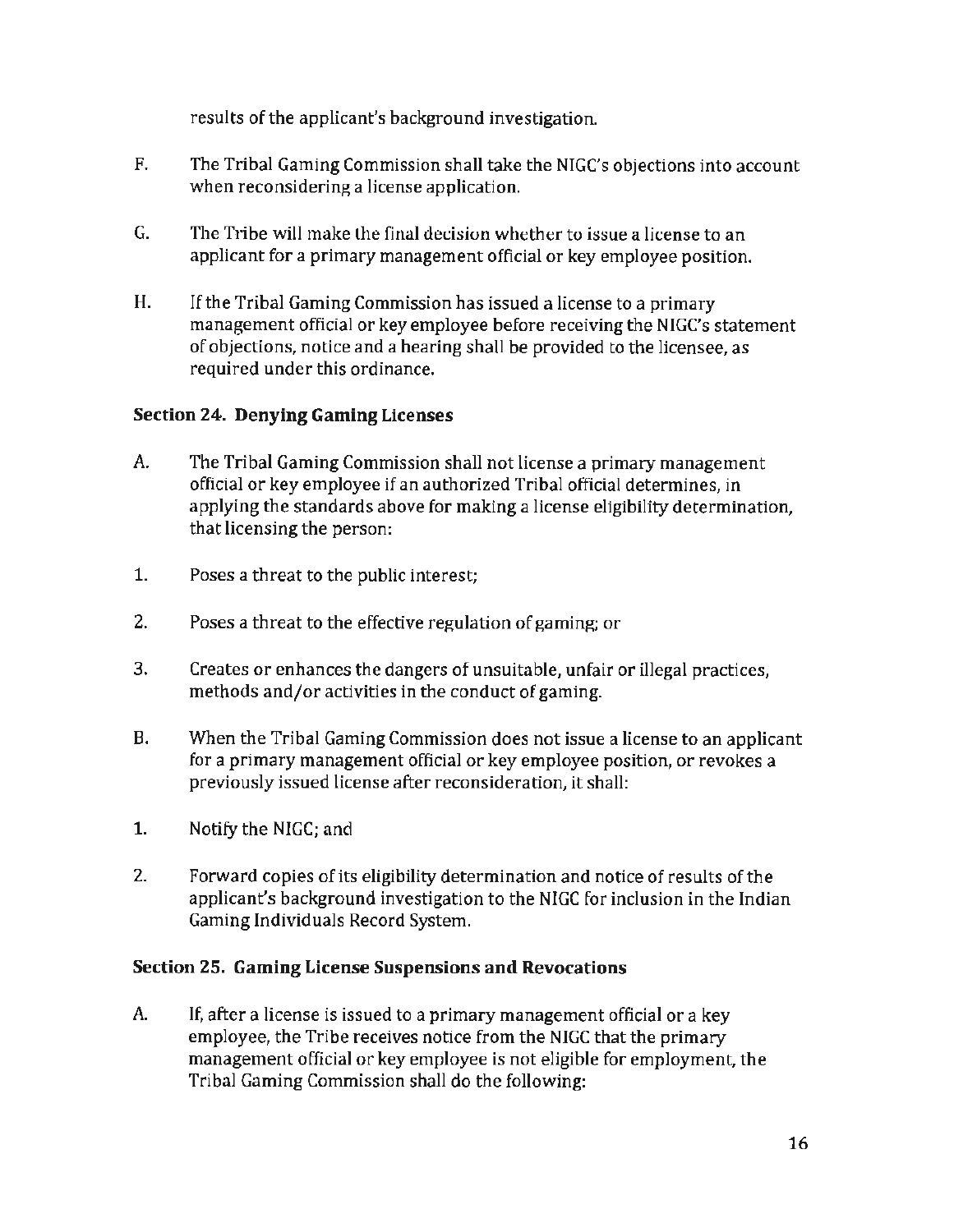results of the applicant's background investigation.

F. The Tribal Gaming Commission shall take the NIGC's objections into account when reconsidering a license application.

G. The Tribe will make the final decision whether to issue a license to an applicant for a primary management official or key employee position.

H. If the Tribal Gaming Commission has issued a license to a primary management official or key employee before receiving the NIGC's statement of objections, notice and a hearing shall be provided to the licensee, as required under this ordinance.

### Section 24. Denying Gaming Licenses

A. The Tribal Gaming Commission shall not license a primary management official or key employee if an authorized Tribal official determines, in applying the standards above for making a license eligibility determination, that licensing the person:

1. Poses a threat to the public interest;

2. Poses a threat to the effective regulation of gaming; or

3. Creates or enhances the dangers of unsuitable, unfair or illegal practices, methods and/or activities in the conduct of gaming.

B. When the Tribal Gaming Commission does not issue a license to an applicant for a primary management official or key employee position, or revokes a previously issued license after reconsideration, it shall:

1. Notify the NIGC; and

2. Forward copies of its eligibility determination and notice of results of the applicant's background investigation to the NIGC for inclusion in the Indian Gaming Individuals Record System.

### Section 25. Gaming License Suspensions and Revocations

A. If, after a license is issued to a primary management official or a key employee, the Tribe receives notice from the NIGC that the primary management official or key employee is not eligible for employment, the Tribal Gaming Commission shall do the following: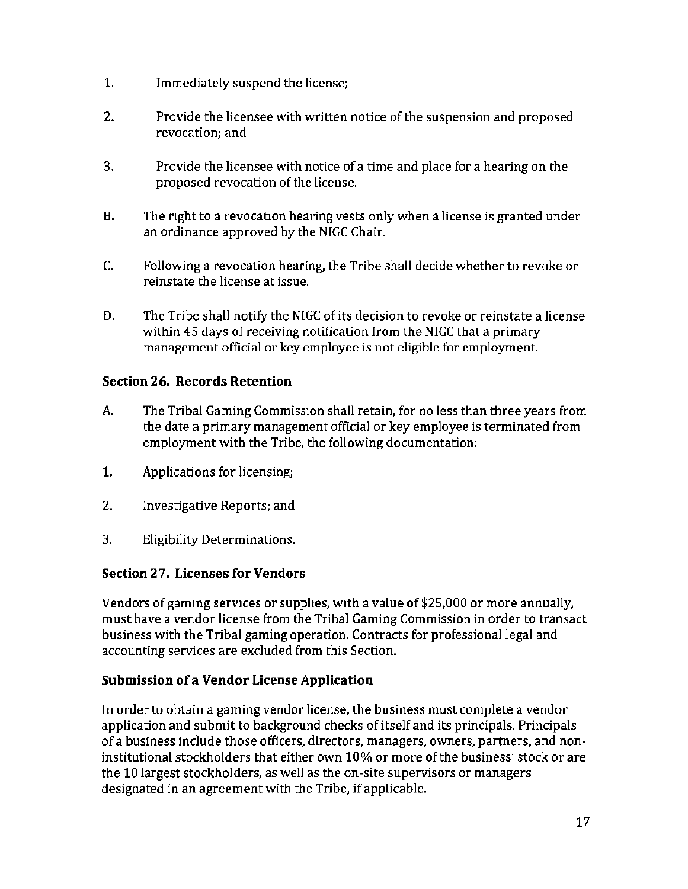1. Immediately suspend the license;

2. Provide the licensee with written notice of the suspension and proposed revocation; and

3. Provide the licensee with notice of a time and place for a hearing on the proposed revocation of the license.

B. The right to a revocation hearing vests only when a license is granted under an ordinance approved by the NIGC Chair.

C. Following a revocation hearing, the Tribe shall decide whether to revoke or reinstate the license at issue.

D. The Tribe shall notify the NIGC of its decision to revoke or reinstate a license within 45 days of receiving notification from the NIGC that a primary management official or key employee is not eligible for employment.

### Section 26. Records Retention

A. The Tribal Gaming Commission shall retain, for no less than three years from the date a primary management official or key employee is terminated from employment with the Tribe, the following documentation:

1. Applications for licensing;

2. Investigative Reports; and

3. Eligibility Determinations.

### Section 27. Licenses for Vendors

Vendors of gaming services or supplies, with a value of $25,000 or more annually, must have a vendor license from the Tribal Gaming Commission in order to transact business with the Tribal gaming operation. Contracts for professional legal and accounting services are excluded from this Section.

### Submission of a Vendor License Application

In order to obtain a gaming vendor license, the business must complete a vendor application and submit to background checks of itself and its principals. Principals of a business include those officers, directors, managers, owners, partners, and non-institutional stockholders that either own 10% or more of the business' stock or are the 10 largest stockholders, as well as the on-site supervisors or managers designated in an agreement with the Tribe, if applicable.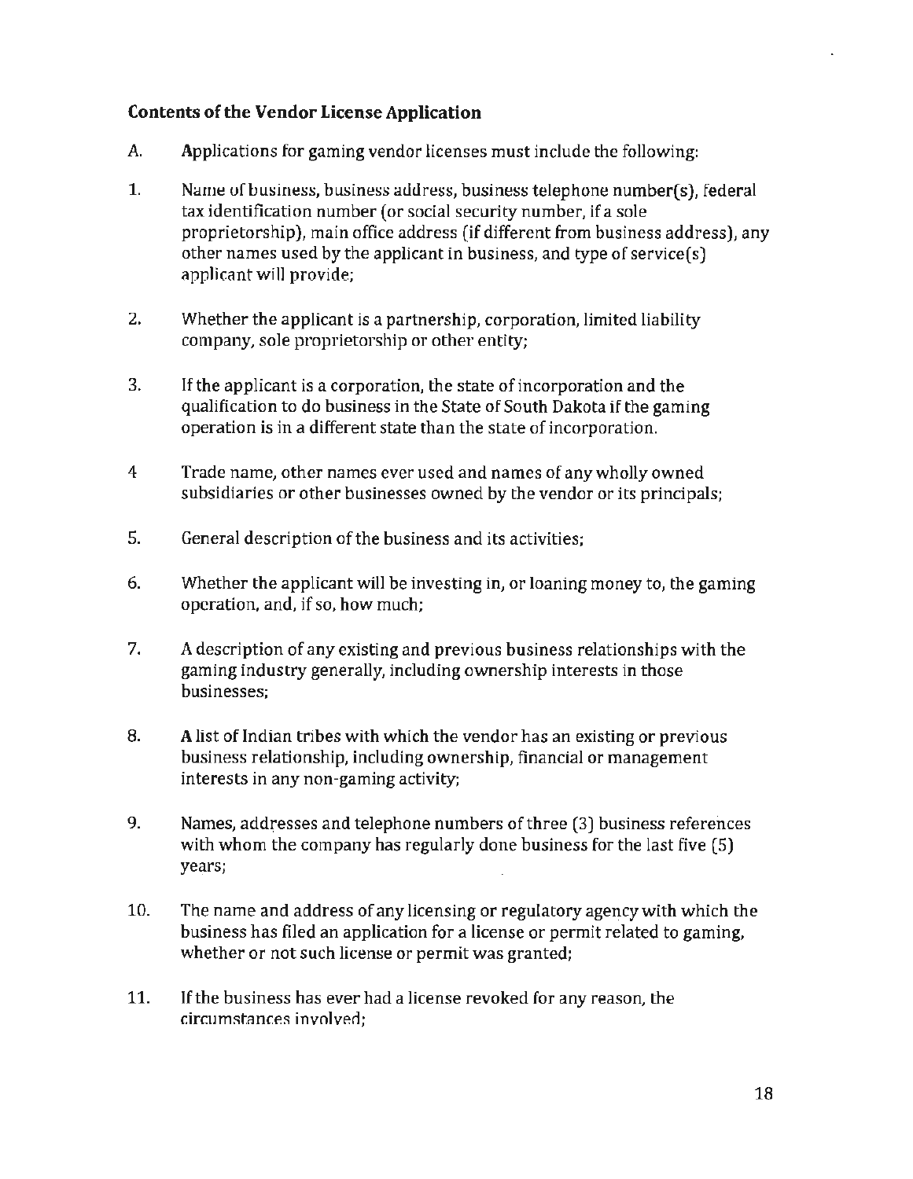## Contents of the Vendor License Application

A. Applications for gaming vendor licenses must include the following:

1. Name of business, business address, business telephone number(s), federal tax identification number (or social security number, if a sole proprietorship), main office address (if different from business address), any other names used by the applicant in business, and type of service(s) applicant will provide;

2. Whether the applicant is a partnership, corporation, limited liability company, sole proprietorship or other entity;

3. If the applicant is a corporation, the state of incorporation and the qualification to do business in the State of South Dakota if the gaming operation is in a different state than the state of incorporation.

4 Trade name, other names ever used and names of any wholly owned subsidiaries or other businesses owned by the vendor or its principals;

5. General description of the business and its activities;

6. Whether the applicant will be investing in, or loaning money to, the gaming operation, and, if so, how much;

7. A description of any existing and previous business relationships with the gaming industry generally, including ownership interests in those businesses;

8. A list of Indian tribes with which the vendor has an existing or previous business relationship, including ownership, financial or management interests in any non-gaming activity;

9. Names, addresses and telephone numbers of three (3) business references with whom the company has regularly done business for the last five (5) years;

10. The name and address of any licensing or regulatory agency with which the business has filed an application for a license or permit related to gaming, whether or not such license or permit was granted;

11. If the business has ever had a license revoked for any reason, the circumstances involved;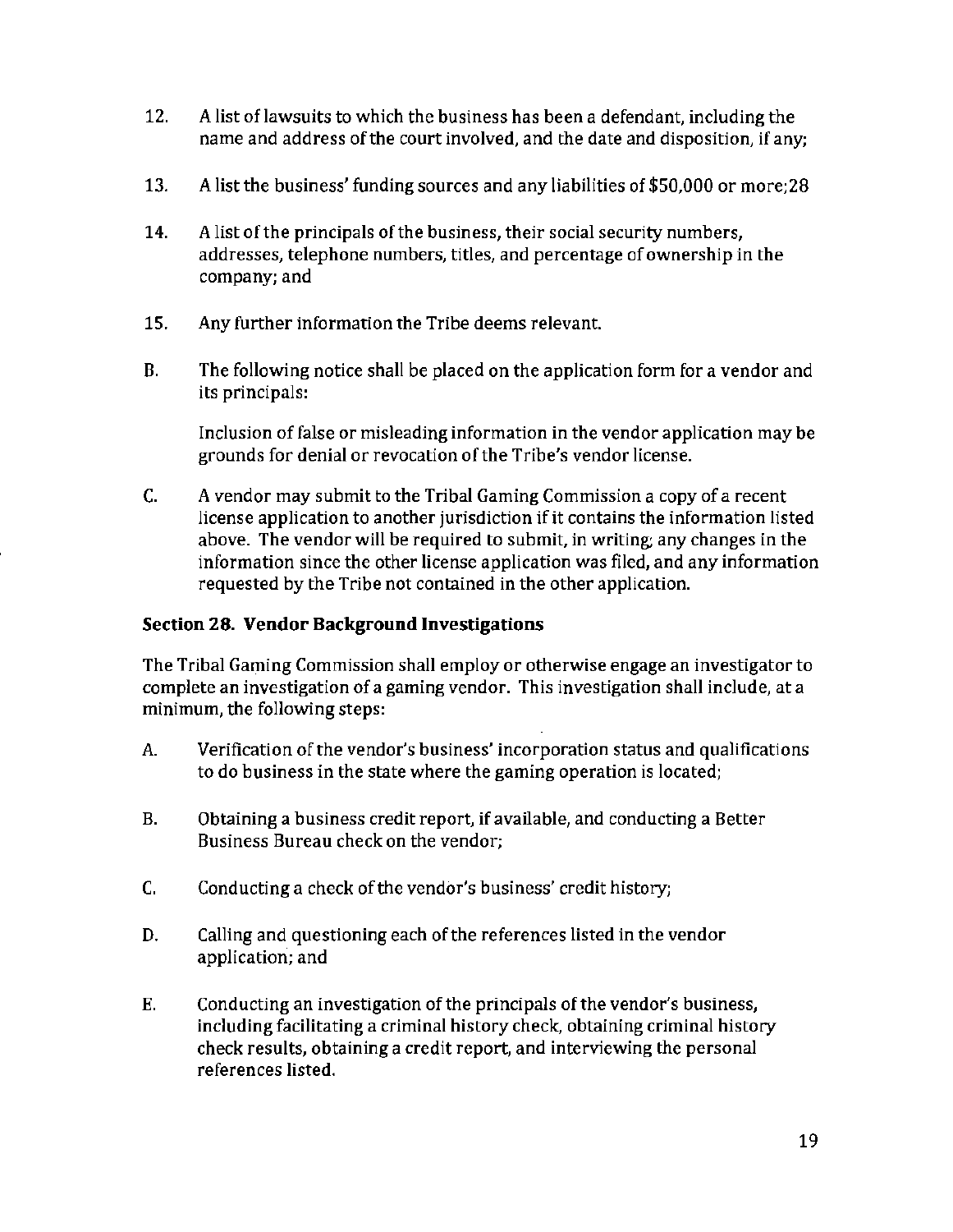12. A list of lawsuits to which the business has been a defendant, including the name and address of the court involved, and the date and disposition, if any;

13. A list the business' funding sources and any liabilities of $50,000 or more;28

14. A list of the principals of the business, their social security numbers, addresses, telephone numbers, titles, and percentage of ownership in the company; and

15. Any further information the Tribe deems relevant.

B. The following notice shall be placed on the application form for a vendor and its principals:

   Inclusion of false or misleading information in the vendor application may be grounds for denial or revocation of the Tribe's vendor license.

C. A vendor may submit to the Tribal Gaming Commission a copy of a recent license application to another jurisdiction if it contains the information listed above. The vendor will be required to submit, in writing, any changes in the information since the other license application was filed, and any information requested by the Tribe not contained in the other application.

### Section 28. Vendor Background Investigations

The Tribal Gaming Commission shall employ or otherwise engage an investigator to complete an investigation of a gaming vendor. This investigation shall include, at a minimum, the following steps:

A. Verification of the vendor's business' incorporation status and qualifications to do business in the state where the gaming operation is located;

B. Obtaining a business credit report, if available, and conducting a Better Business Bureau check on the vendor;

C. Conducting a check of the vendor's business' credit history;

D. Calling and questioning each of the references listed in the vendor application; and

E. Conducting an investigation of the principals of the vendor's business, including facilitating a criminal history check, obtaining criminal history check results, obtaining a credit report, and interviewing the personal references listed.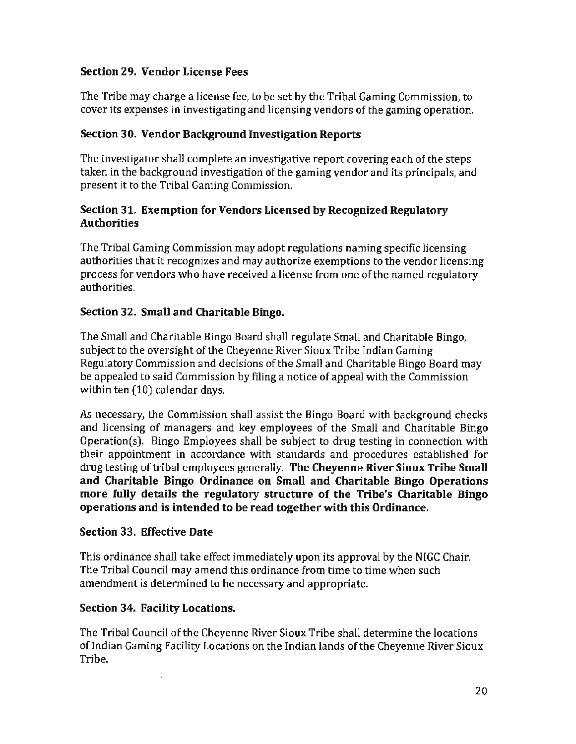### Section 29. Vendor License Fees

The Tribe may charge a license fee, to be set by the Tribal Gaming Commission, to cover its expenses in investigating and licensing vendors of the gaming operation.

### Section 30. Vendor Background Investigation Reports

The investigator shall complete an investigative report covering each of the steps taken in the background investigation of the gaming vendor and its principals, and present it to the Tribal Gaming Commission.

### Section 31. Exemption for Vendors Licensed by Recognized Regulatory Authorities

The Tribal Gaming Commission may adopt regulations naming specific licensing authorities that it recognizes and may authorize exemptions to the vendor licensing process for vendors who have received a license from one of the named regulatory authorities.

### Section 32. Small and Charitable Bingo.

The Small and Charitable Bingo Board shall regulate Small and Charitable Bingo, subject to the oversight of the Cheyenne River Sioux Tribe Indian Gaming Regulatory Commission and decisions of the Small and Charitable Bingo Board may be appealed to said Commission by filing a notice of appeal with the Commission within ten (10) calendar days.

As necessary, the Commission shall assist the Bingo Board with background checks and licensing of managers and key employees of the Small and Charitable Bingo Operation(s). Bingo Employees shall be subject to drug testing in connection with their appointment in accordance with standards and procedures established for drug testing of tribal employees generally. **The Cheyenne River Sioux Tribe Small and Charitable Bingo Ordinance on Small and Charitable Bingo Operations more fully details the regulatory structure of the Tribe's Charitable Bingo operations and is intended to be read together with this Ordinance.**

### Section 33. Effective Date

This ordinance shall take effect immediately upon its approval by the NIGC Chair. The Tribal Council may amend this ordinance from time to time when such amendment is determined to be necessary and appropriate.

### Section 34. Facility Locations.

The Tribal Council of the Cheyenne River Sioux Tribe shall determine the locations of Indian Gaming Facility Locations on the Indian lands of the Cheyenne River Sioux Tribe.